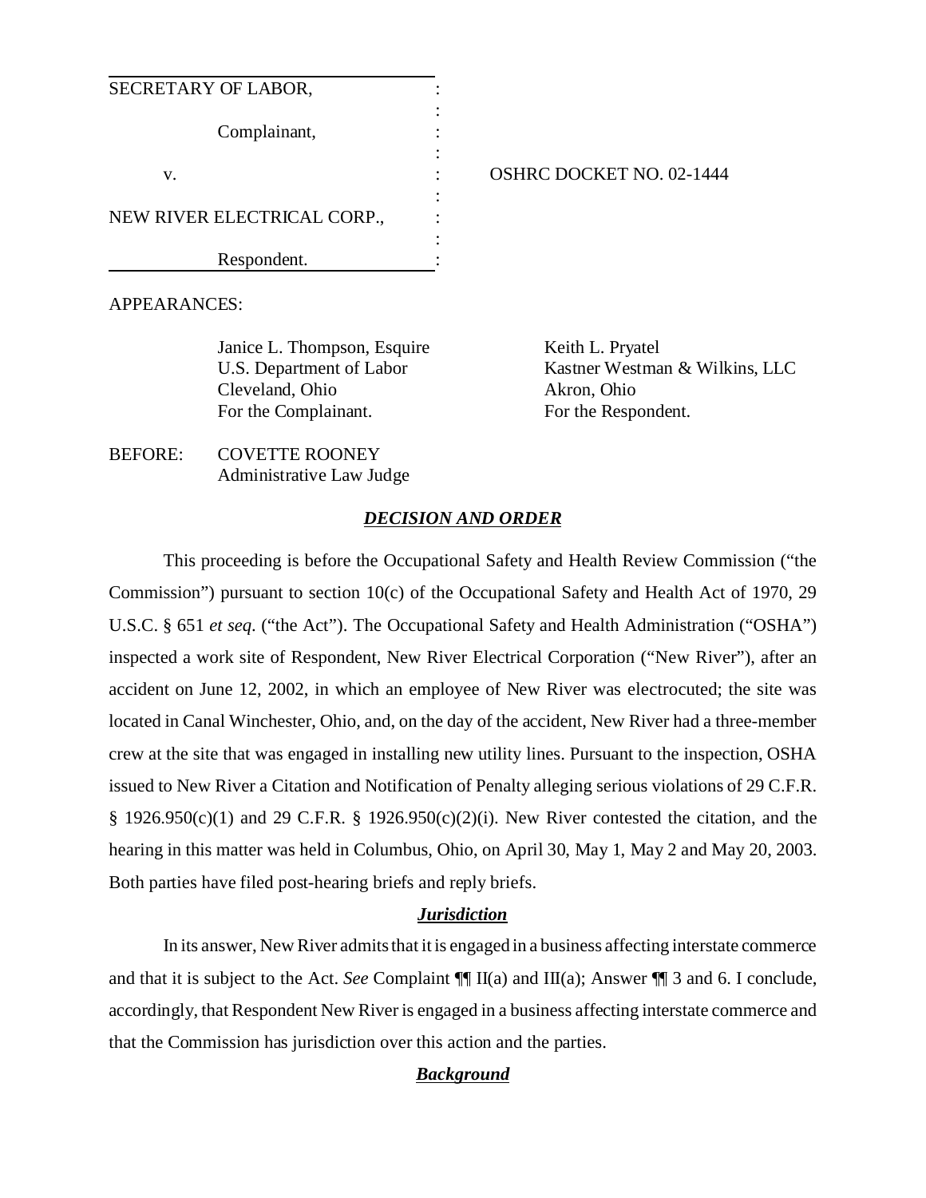| | | |
|---|---|---|
| SECRETARY OF LABOR, | : | |
| | : | |
| Complainant, | : | |
| | : | |
| v. | : | OSHRC DOCKET NO. 02-1444 |
| | : | |
| NEW RIVER ELECTRICAL CORP., | : | |
| | : | |
| Respondent. | : | |

APPEARANCES:

Janice L. Thompson, Esquire
U.S. Department of Labor
Cleveland, Ohio
For the Complainant.

Keith L. Pryatel
Kastner Westman & Wilkins, LLC
Akron, Ohio
For the Respondent.

BEFORE: COVETTE ROONEY
Administrative Law Judge

## ***DECISION AND ORDER***

This proceeding is before the Occupational Safety and Health Review Commission ("the Commission") pursuant to section 10(c) of the Occupational Safety and Health Act of 1970, 29 U.S.C. § 651 *et seq*. ("the Act"). The Occupational Safety and Health Administration ("OSHA") inspected a work site of Respondent, New River Electrical Corporation ("New River"), after an accident on June 12, 2002, in which an employee of New River was electrocuted; the site was located in Canal Winchester, Ohio, and, on the day of the accident, New River had a three-member crew at the site that was engaged in installing new utility lines. Pursuant to the inspection, OSHA issued to New River a Citation and Notification of Penalty alleging serious violations of 29 C.F.R. § 1926.950(c)(1) and 29 C.F.R. § 1926.950(c)(2)(i). New River contested the citation, and the hearing in this matter was held in Columbus, Ohio, on April 30, May 1, May 2 and May 20, 2003. Both parties have filed post-hearing briefs and reply briefs.

### ***Jurisdiction***

In its answer, New River admits that it is engaged in a business affecting interstate commerce and that it is subject to the Act. *See* Complaint ¶¶ II(a) and III(a); Answer ¶¶ 3 and 6. I conclude, accordingly, that Respondent New River is engaged in a business affecting interstate commerce and that the Commission has jurisdiction over this action and the parties.

### ***Background***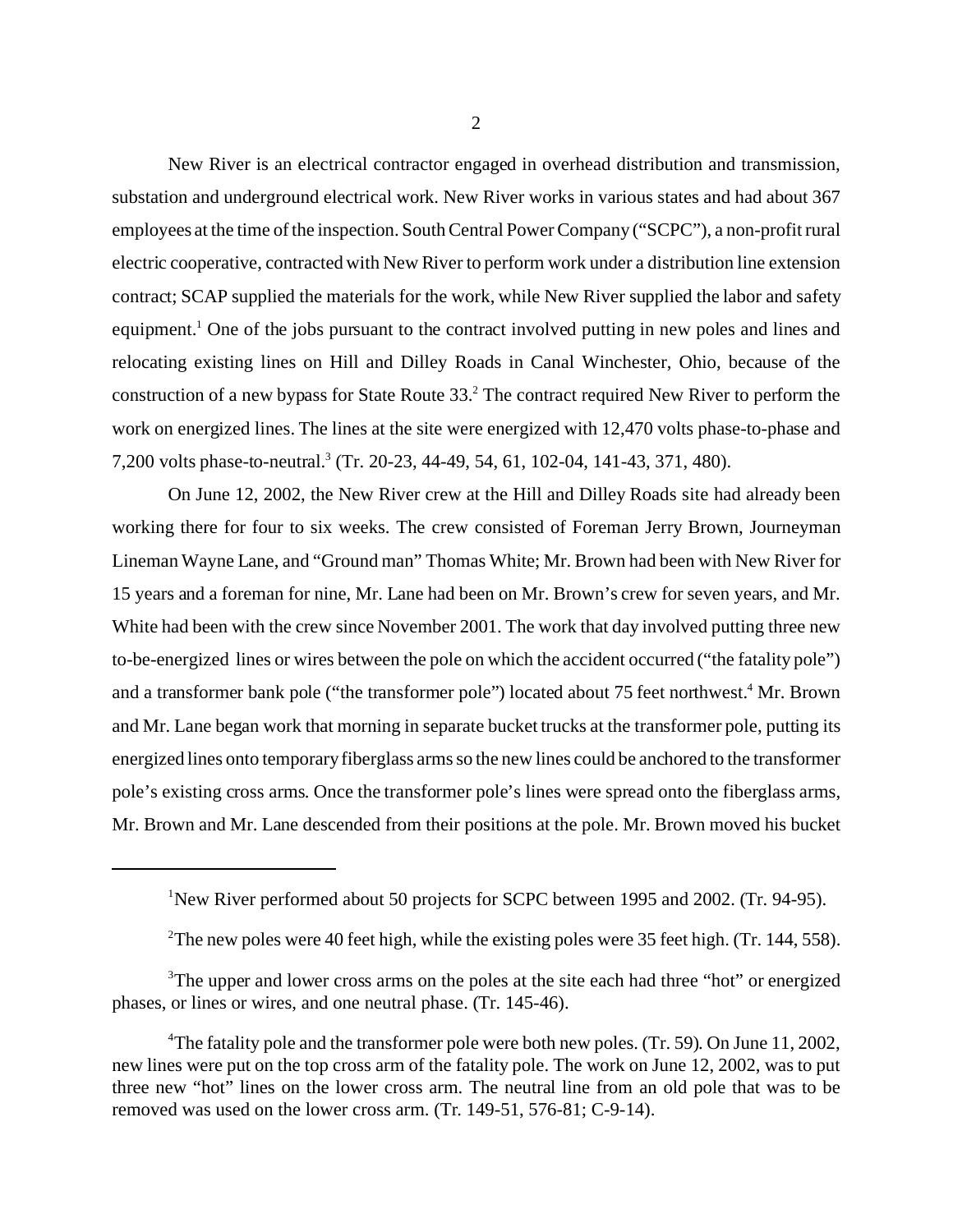New River is an electrical contractor engaged in overhead distribution and transmission, substation and underground electrical work. New River works in various states and had about 367 employees at the time of the inspection. South Central Power Company ("SCPC"), a non-profit rural electric cooperative, contracted with New River to perform work under a distribution line extension contract; SCAP supplied the materials for the work, while New River supplied the labor and safety equipment.[1] One of the jobs pursuant to the contract involved putting in new poles and lines and relocating existing lines on Hill and Dilley Roads in Canal Winchester, Ohio, because of the construction of a new bypass for State Route 33.[2] The contract required New River to perform the work on energized lines. The lines at the site were energized with 12,470 volts phase-to-phase and 7,200 volts phase-to-neutral.[3] (Tr. 20-23, 44-49, 54, 61, 102-04, 141-43, 371, 480).

On June 12, 2002, the New River crew at the Hill and Dilley Roads site had already been working there for four to six weeks. The crew consisted of Foreman Jerry Brown, Journeyman Lineman Wayne Lane, and "Ground man" Thomas White; Mr. Brown had been with New River for 15 years and a foreman for nine, Mr. Lane had been on Mr. Brown's crew for seven years, and Mr. White had been with the crew since November 2001. The work that day involved putting three new to-be-energized lines or wires between the pole on which the accident occurred ("the fatality pole") and a transformer bank pole ("the transformer pole") located about 75 feet northwest.[4] Mr. Brown and Mr. Lane began work that morning in separate bucket trucks at the transformer pole, putting its energized lines onto temporary fiberglass arms so the new lines could be anchored to the transformer pole's existing cross arms. Once the transformer pole's lines were spread onto the fiberglass arms, Mr. Brown and Mr. Lane descended from their positions at the pole. Mr. Brown moved his bucket

---

[1] New River performed about 50 projects for SCPC between 1995 and 2002. (Tr. 94-95).

[2] The new poles were 40 feet high, while the existing poles were 35 feet high. (Tr. 144, 558).

[3] The upper and lower cross arms on the poles at the site each had three "hot" or energized phases, or lines or wires, and one neutral phase. (Tr. 145-46).

[4] The fatality pole and the transformer pole were both new poles. (Tr. 59). On June 11, 2002, new lines were put on the top cross arm of the fatality pole. The work on June 12, 2002, was to put three new "hot" lines on the lower cross arm. The neutral line from an old pole that was to be removed was used on the lower cross arm. (Tr. 149-51, 576-81; C-9-14).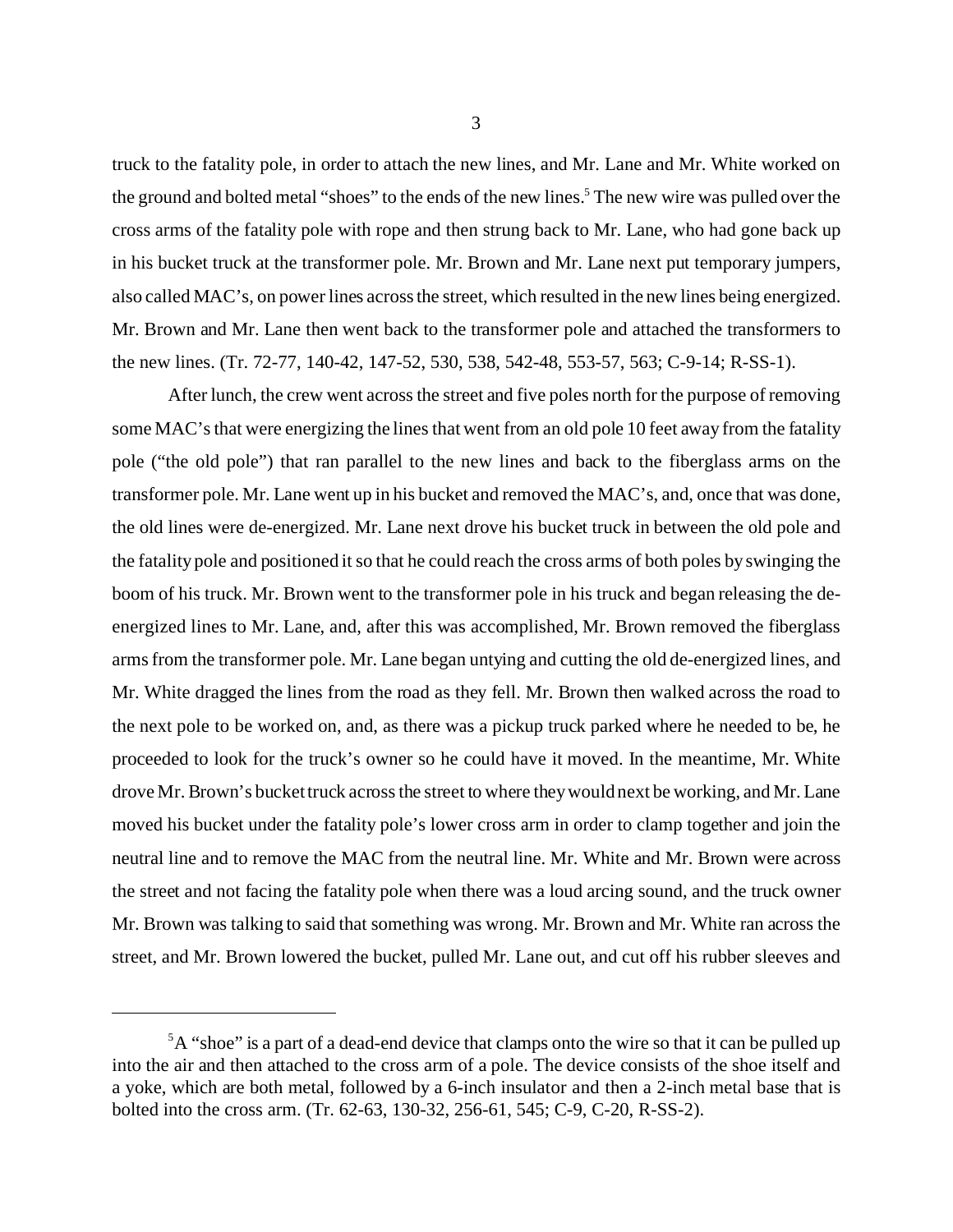truck to the fatality pole, in order to attach the new lines, and Mr. Lane and Mr. White worked on the ground and bolted metal "shoes" to the ends of the new lines.[5] The new wire was pulled over the cross arms of the fatality pole with rope and then strung back to Mr. Lane, who had gone back up in his bucket truck at the transformer pole. Mr. Brown and Mr. Lane next put temporary jumpers, also called MAC's, on power lines across the street, which resulted in the new lines being energized. Mr. Brown and Mr. Lane then went back to the transformer pole and attached the transformers to the new lines. (Tr. 72-77, 140-42, 147-52, 530, 538, 542-48, 553-57, 563; C-9-14; R-SS-1).

After lunch, the crew went across the street and five poles north for the purpose of removing some MAC's that were energizing the lines that went from an old pole 10 feet away from the fatality pole ("the old pole") that ran parallel to the new lines and back to the fiberglass arms on the transformer pole. Mr. Lane went up in his bucket and removed the MAC's, and, once that was done, the old lines were de-energized. Mr. Lane next drove his bucket truck in between the old pole and the fatality pole and positioned it so that he could reach the cross arms of both poles by swinging the boom of his truck. Mr. Brown went to the transformer pole in his truck and began releasing the de-energized lines to Mr. Lane, and, after this was accomplished, Mr. Brown removed the fiberglass arms from the transformer pole. Mr. Lane began untying and cutting the old de-energized lines, and Mr. White dragged the lines from the road as they fell. Mr. Brown then walked across the road to the next pole to be worked on, and, as there was a pickup truck parked where he needed to be, he proceeded to look for the truck's owner so he could have it moved. In the meantime, Mr. White drove Mr. Brown's bucket truck across the street to where they would next be working, and Mr. Lane moved his bucket under the fatality pole's lower cross arm in order to clamp together and join the neutral line and to remove the MAC from the neutral line. Mr. White and Mr. Brown were across the street and not facing the fatality pole when there was a loud arcing sound, and the truck owner Mr. Brown was talking to said that something was wrong. Mr. Brown and Mr. White ran across the street, and Mr. Brown lowered the bucket, pulled Mr. Lane out, and cut off his rubber sleeves and

[5] A "shoe" is a part of a dead-end device that clamps onto the wire so that it can be pulled up into the air and then attached to the cross arm of a pole. The device consists of the shoe itself and a yoke, which are both metal, followed by a 6-inch insulator and then a 2-inch metal base that is bolted into the cross arm. (Tr. 62-63, 130-32, 256-61, 545; C-9, C-20, R-SS-2).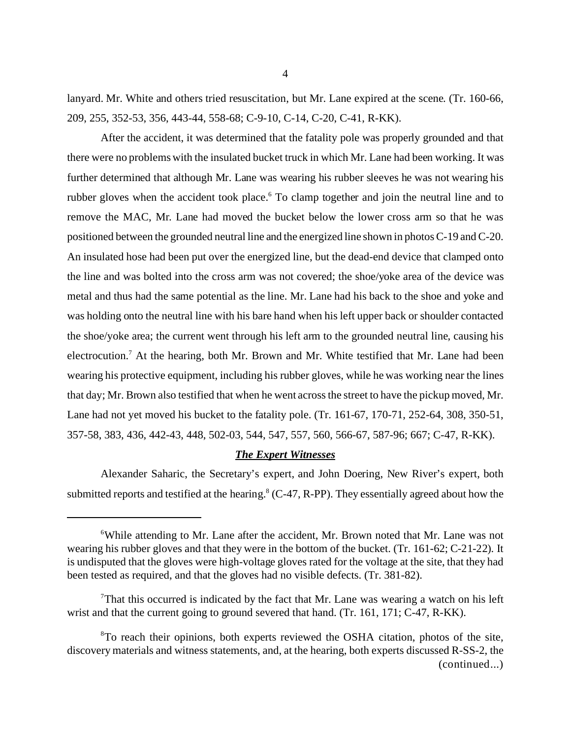lanyard. Mr. White and others tried resuscitation, but Mr. Lane expired at the scene. (Tr. 160-66, 209, 255, 352-53, 356, 443-44, 558-68; C-9-10, C-14, C-20, C-41, R-KK).

After the accident, it was determined that the fatality pole was properly grounded and that there were no problems with the insulated bucket truck in which Mr. Lane had been working. It was further determined that although Mr. Lane was wearing his rubber sleeves he was not wearing his rubber gloves when the accident took place.[6] To clamp together and join the neutral line and to remove the MAC, Mr. Lane had moved the bucket below the lower cross arm so that he was positioned between the grounded neutral line and the energized line shown in photos C-19 and C-20. An insulated hose had been put over the energized line, but the dead-end device that clamped onto the line and was bolted into the cross arm was not covered; the shoe/yoke area of the device was metal and thus had the same potential as the line. Mr. Lane had his back to the shoe and yoke and was holding onto the neutral line with his bare hand when his left upper back or shoulder contacted the shoe/yoke area; the current went through his left arm to the grounded neutral line, causing his electrocution.[7] At the hearing, both Mr. Brown and Mr. White testified that Mr. Lane had been wearing his protective equipment, including his rubber gloves, while he was working near the lines that day; Mr. Brown also testified that when he went across the street to have the pickup moved, Mr. Lane had not yet moved his bucket to the fatality pole. (Tr. 161-67, 170-71, 252-64, 308, 350-51, 357-58, 383, 436, 442-43, 448, 502-03, 544, 547, 557, 560, 566-67, 587-96; 667; C-47, R-KK).

***The Expert Witnesses***

Alexander Saharic, the Secretary's expert, and John Doering, New River's expert, both submitted reports and testified at the hearing.[8] (C-47, R-PP). They essentially agreed about how the

---

[6]While attending to Mr. Lane after the accident, Mr. Brown noted that Mr. Lane was not wearing his rubber gloves and that they were in the bottom of the bucket. (Tr. 161-62; C-21-22). It is undisputed that the gloves were high-voltage gloves rated for the voltage at the site, that they had been tested as required, and that the gloves had no visible defects. (Tr. 381-82).

[7]That this occurred is indicated by the fact that Mr. Lane was wearing a watch on his left wrist and that the current going to ground severed that hand. (Tr. 161, 171; C-47, R-KK).

[8]To reach their opinions, both experts reviewed the OSHA citation, photos of the site, discovery materials and witness statements, and, at the hearing, both experts discussed R-SS-2, the (continued...)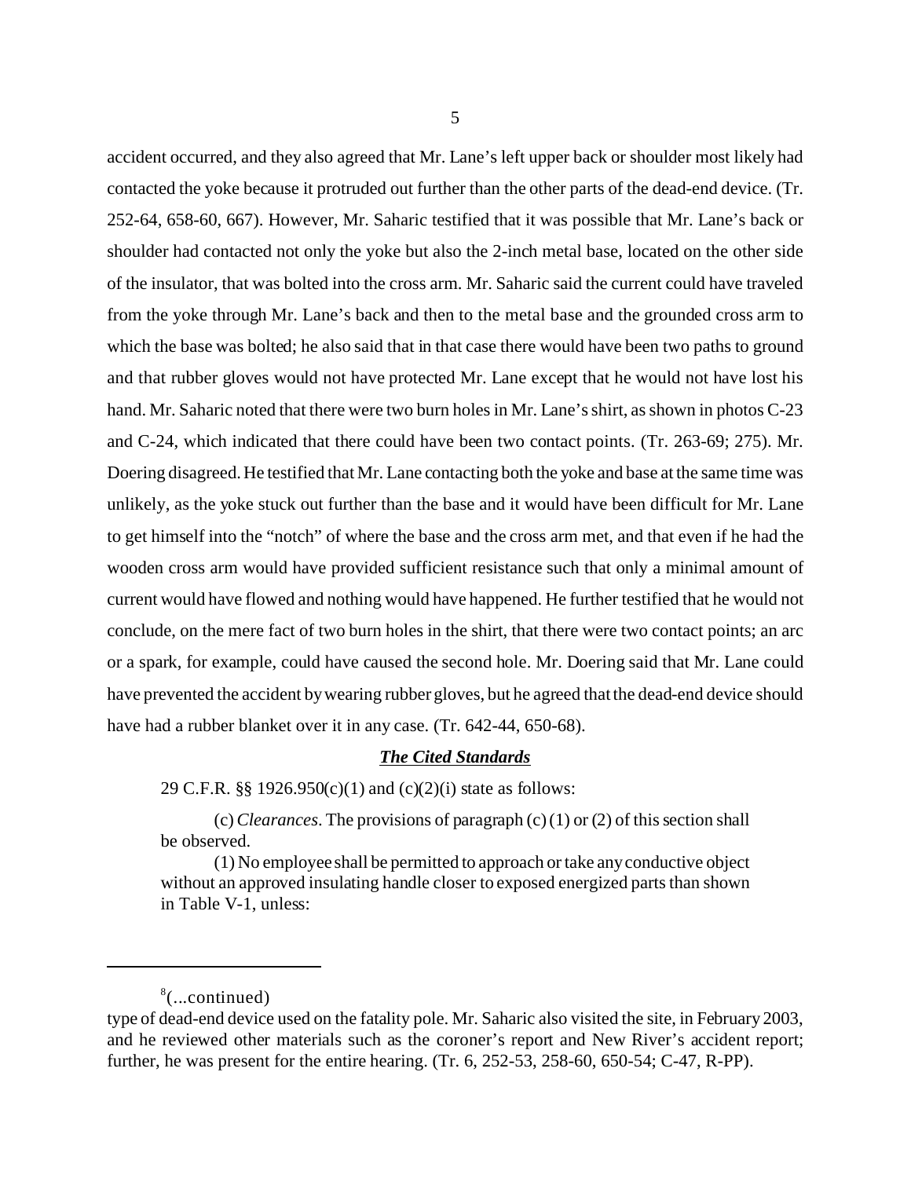accident occurred, and they also agreed that Mr. Lane's left upper back or shoulder most likely had contacted the yoke because it protruded out further than the other parts of the dead-end device. (Tr. 252-64, 658-60, 667). However, Mr. Saharic testified that it was possible that Mr. Lane's back or shoulder had contacted not only the yoke but also the 2-inch metal base, located on the other side of the insulator, that was bolted into the cross arm. Mr. Saharic said the current could have traveled from the yoke through Mr. Lane's back and then to the metal base and the grounded cross arm to which the base was bolted; he also said that in that case there would have been two paths to ground and that rubber gloves would not have protected Mr. Lane except that he would not have lost his hand. Mr. Saharic noted that there were two burn holes in Mr. Lane's shirt, as shown in photos C-23 and C-24, which indicated that there could have been two contact points. (Tr. 263-69; 275). Mr. Doering disagreed. He testified that Mr. Lane contacting both the yoke and base at the same time was unlikely, as the yoke stuck out further than the base and it would have been difficult for Mr. Lane to get himself into the "notch" of where the base and the cross arm met, and that even if he had the wooden cross arm would have provided sufficient resistance such that only a minimal amount of current would have flowed and nothing would have happened. He further testified that he would not conclude, on the mere fact of two burn holes in the shirt, that there were two contact points; an arc or a spark, for example, could have caused the second hole. Mr. Doering said that Mr. Lane could have prevented the accident by wearing rubber gloves, but he agreed that the dead-end device should have had a rubber blanket over it in any case. (Tr. 642-44, 650-68).

## ***The Cited Standards***

29 C.F.R. §§ 1926.950(c)(1) and (c)(2)(i) state as follows:

> (c) *Clearances*. The provisions of paragraph (c)(1) or (2) of this section shall be observed.
>
> (1) No employee shall be permitted to approach or take any conductive object without an approved insulating handle closer to exposed energized parts than shown in Table V-1, unless:

---

[8](...continued)

type of dead-end device used on the fatality pole. Mr. Saharic also visited the site, in February 2003, and he reviewed other materials such as the coroner's report and New River's accident report; further, he was present for the entire hearing. (Tr. 6, 252-53, 258-60, 650-54; C-47, R-PP).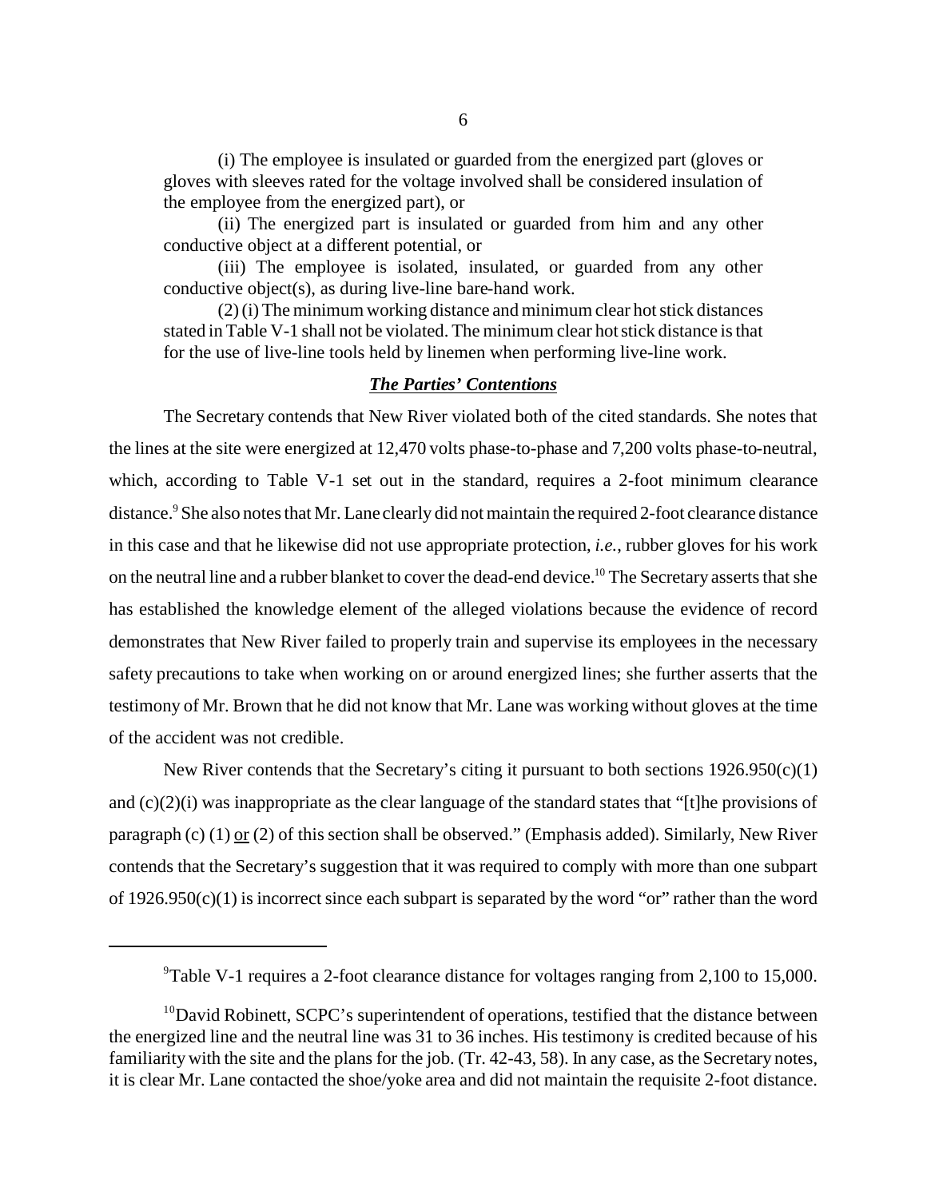(i) The employee is insulated or guarded from the energized part (gloves or gloves with sleeves rated for the voltage involved shall be considered insulation of the employee from the energized part), or

(ii) The energized part is insulated or guarded from him and any other conductive object at a different potential, or

(iii) The employee is isolated, insulated, or guarded from any other conductive object(s), as during live-line bare-hand work.

(2) (i) The minimum working distance and minimum clear hot stick distances stated in Table V-1 shall not be violated. The minimum clear hot stick distance is that for the use of live-line tools held by linemen when performing live-line work.

### ***The Parties' Contentions***

The Secretary contends that New River violated both of the cited standards. She notes that the lines at the site were energized at 12,470 volts phase-to-phase and 7,200 volts phase-to-neutral, which, according to Table V-1 set out in the standard, requires a 2-foot minimum clearance distance.[9] She also notes that Mr. Lane clearly did not maintain the required 2-foot clearance distance in this case and that he likewise did not use appropriate protection, *i.e.*, rubber gloves for his work on the neutral line and a rubber blanket to cover the dead-end device.[10] The Secretary asserts that she has established the knowledge element of the alleged violations because the evidence of record demonstrates that New River failed to properly train and supervise its employees in the necessary safety precautions to take when working on or around energized lines; she further asserts that the testimony of Mr. Brown that he did not know that Mr. Lane was working without gloves at the time of the accident was not credible.

New River contends that the Secretary's citing it pursuant to both sections 1926.950(c)(1) and (c)(2)(i) was inappropriate as the clear language of the standard states that "[t]he provisions of paragraph (c) (1) <u>or</u> (2) of this section shall be observed." (Emphasis added). Similarly, New River contends that the Secretary's suggestion that it was required to comply with more than one subpart of 1926.950(c)(1) is incorrect since each subpart is separated by the word "or" rather than the word

---

[9] Table V-1 requires a 2-foot clearance distance for voltages ranging from 2,100 to 15,000.

[10] David Robinett, SCPC's superintendent of operations, testified that the distance between the energized line and the neutral line was 31 to 36 inches. His testimony is credited because of his familiarity with the site and the plans for the job. (Tr. 42-43, 58). In any case, as the Secretary notes, it is clear Mr. Lane contacted the shoe/yoke area and did not maintain the requisite 2-foot distance.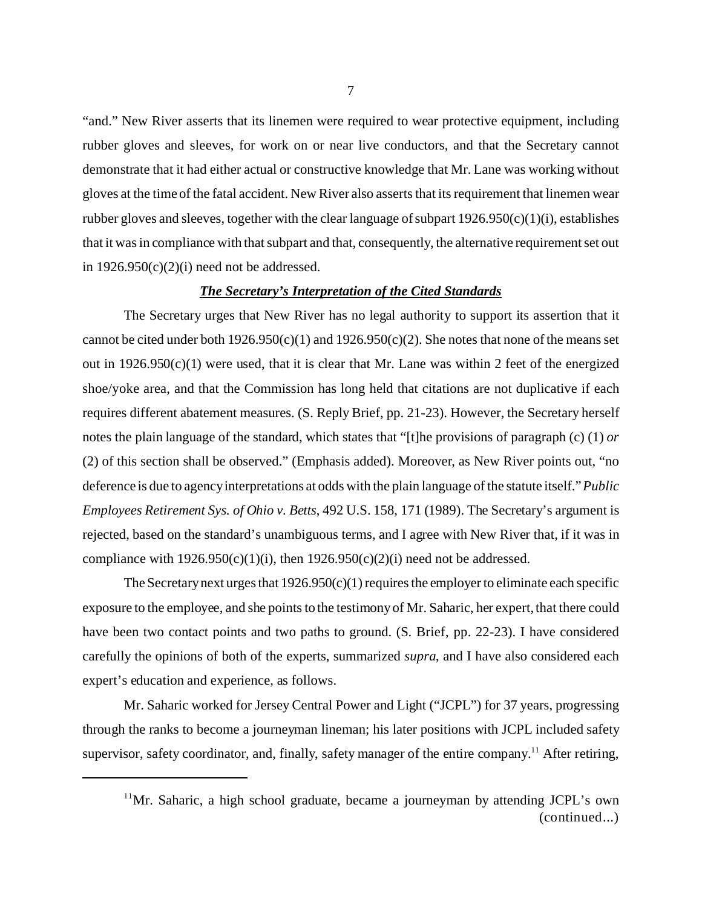"and." New River asserts that its linemen were required to wear protective equipment, including rubber gloves and sleeves, for work on or near live conductors, and that the Secretary cannot demonstrate that it had either actual or constructive knowledge that Mr. Lane was working without gloves at the time of the fatal accident. New River also asserts that its requirement that linemen wear rubber gloves and sleeves, together with the clear language of subpart 1926.950(c)(1)(i), establishes that it was in compliance with that subpart and that, consequently, the alternative requirement set out in 1926.950(c)(2)(i) need not be addressed.

### ***The Secretary's Interpretation of the Cited Standards***

The Secretary urges that New River has no legal authority to support its assertion that it cannot be cited under both 1926.950(c)(1) and 1926.950(c)(2). She notes that none of the means set out in 1926.950(c)(1) were used, that it is clear that Mr. Lane was within 2 feet of the energized shoe/yoke area, and that the Commission has long held that citations are not duplicative if each requires different abatement measures. (S. Reply Brief, pp. 21-23). However, the Secretary herself notes the plain language of the standard, which states that "[t]he provisions of paragraph (c) (1) *or* (2) of this section shall be observed." (Emphasis added). Moreover, as New River points out, "no deference is due to agency interpretations at odds with the plain language of the statute itself." *Public Employees Retirement Sys. of Ohio v. Betts*, 492 U.S. 158, 171 (1989). The Secretary's argument is rejected, based on the standard's unambiguous terms, and I agree with New River that, if it was in compliance with 1926.950(c)(1)(i), then 1926.950(c)(2)(i) need not be addressed.

The Secretary next urges that 1926.950(c)(1) requires the employer to eliminate each specific exposure to the employee, and she points to the testimony of Mr. Saharic, her expert, that there could have been two contact points and two paths to ground. (S. Brief, pp. 22-23). I have considered carefully the opinions of both of the experts, summarized *supra*, and I have also considered each expert's education and experience, as follows.

Mr. Saharic worked for Jersey Central Power and Light ("JCPL") for 37 years, progressing through the ranks to become a journeyman lineman; his later positions with JCPL included safety supervisor, safety coordinator, and, finally, safety manager of the entire company.[11] After retiring,

[11] Mr. Saharic, a high school graduate, became a journeyman by attending JCPL's own (continued...)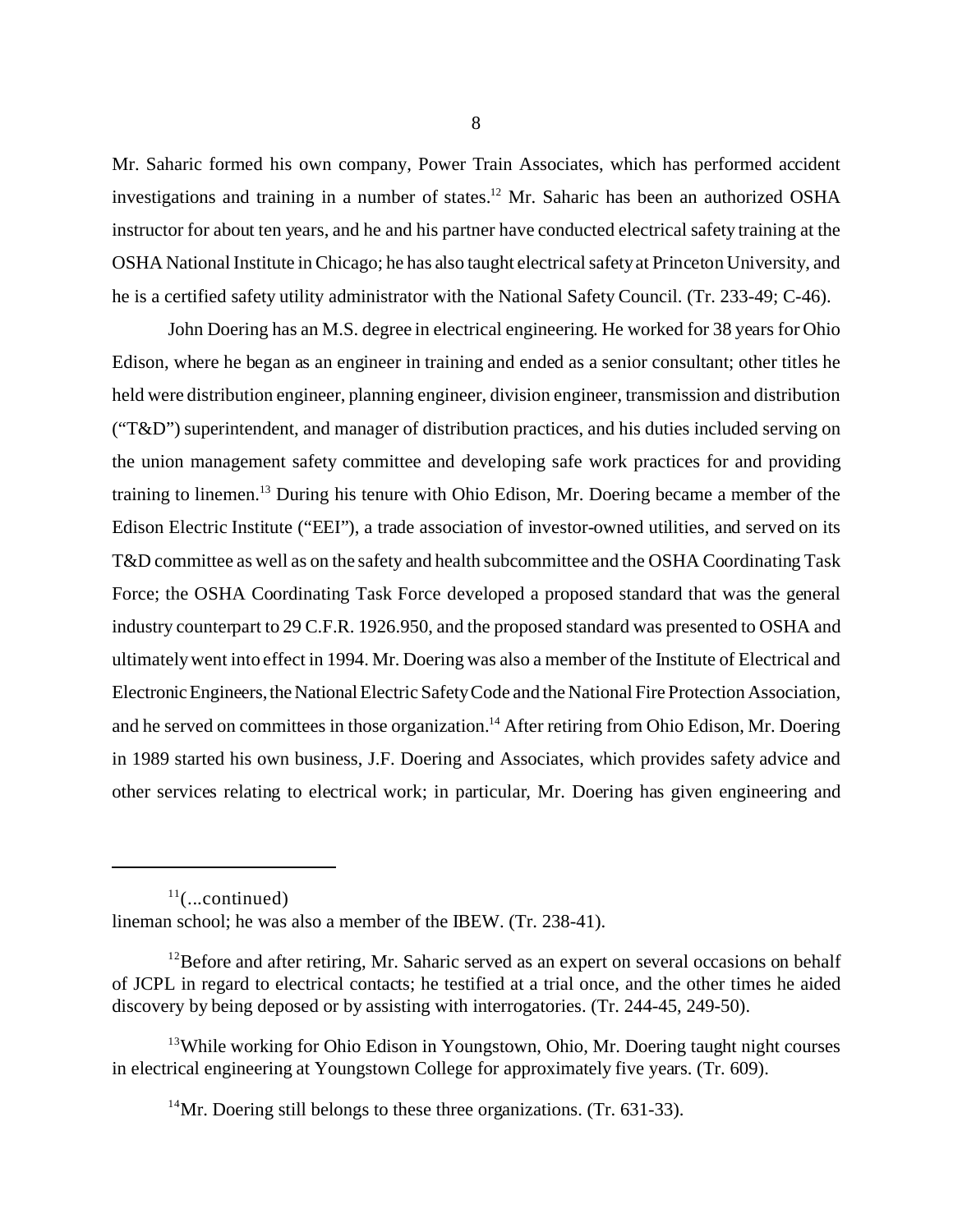Mr. Saharic formed his own company, Power Train Associates, which has performed accident investigations and training in a number of states.[12] Mr. Saharic has been an authorized OSHA instructor for about ten years, and he and his partner have conducted electrical safety training at the OSHA National Institute in Chicago; he has also taught electrical safety at Princeton University, and he is a certified safety utility administrator with the National Safety Council. (Tr. 233-49; C-46).

John Doering has an M.S. degree in electrical engineering. He worked for 38 years for Ohio Edison, where he began as an engineer in training and ended as a senior consultant; other titles he held were distribution engineer, planning engineer, division engineer, transmission and distribution ("T&D") superintendent, and manager of distribution practices, and his duties included serving on the union management safety committee and developing safe work practices for and providing training to linemen.[13] During his tenure with Ohio Edison, Mr. Doering became a member of the Edison Electric Institute ("EEI"), a trade association of investor-owned utilities, and served on its T&D committee as well as on the safety and health subcommittee and the OSHA Coordinating Task Force; the OSHA Coordinating Task Force developed a proposed standard that was the general industry counterpart to 29 C.F.R. 1926.950, and the proposed standard was presented to OSHA and ultimately went into effect in 1994. Mr. Doering was also a member of the Institute of Electrical and Electronic Engineers, the National Electric Safety Code and the National Fire Protection Association, and he served on committees in those organization.[14] After retiring from Ohio Edison, Mr. Doering in 1989 started his own business, J.F. Doering and Associates, which provides safety advice and other services relating to electrical work; in particular, Mr. Doering has given engineering and

---

[11](...continued)
lineman school; he was also a member of the IBEW. (Tr. 238-41).

[12]Before and after retiring, Mr. Saharic served as an expert on several occasions on behalf of JCPL in regard to electrical contacts; he testified at a trial once, and the other times he aided discovery by being deposed or by assisting with interrogatories. (Tr. 244-45, 249-50).

[13]While working for Ohio Edison in Youngstown, Ohio, Mr. Doering taught night courses in electrical engineering at Youngstown College for approximately five years. (Tr. 609).

[14]Mr. Doering still belongs to these three organizations. (Tr. 631-33).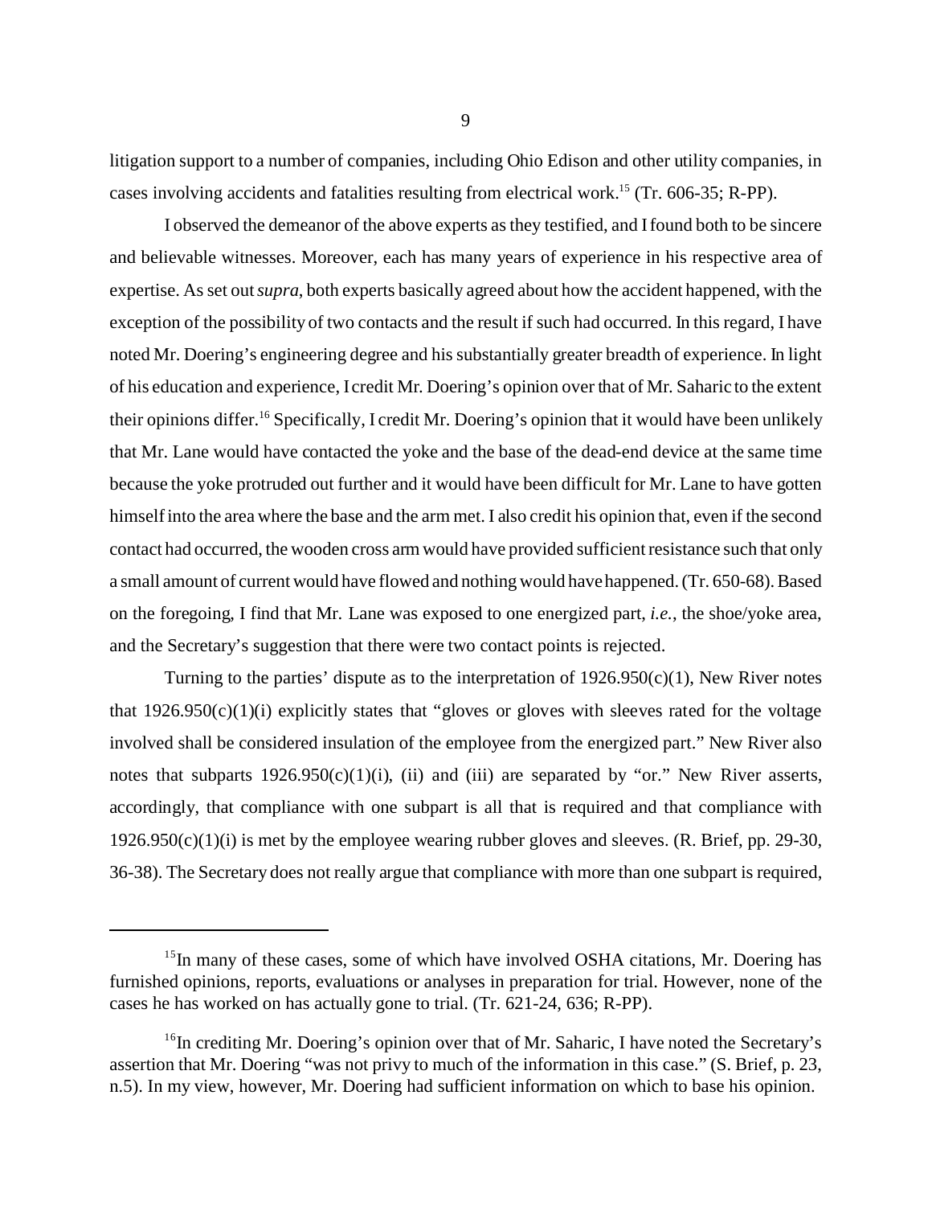litigation support to a number of companies, including Ohio Edison and other utility companies, in cases involving accidents and fatalities resulting from electrical work.[15] (Tr. 606-35; R-PP).

I observed the demeanor of the above experts as they testified, and I found both to be sincere and believable witnesses. Moreover, each has many years of experience in his respective area of expertise. As set out *supra*, both experts basically agreed about how the accident happened, with the exception of the possibility of two contacts and the result if such had occurred. In this regard, I have noted Mr. Doering's engineering degree and his substantially greater breadth of experience. In light of his education and experience, I credit Mr. Doering's opinion over that of Mr. Saharic to the extent their opinions differ.[16] Specifically, I credit Mr. Doering's opinion that it would have been unlikely that Mr. Lane would have contacted the yoke and the base of the dead-end device at the same time because the yoke protruded out further and it would have been difficult for Mr. Lane to have gotten himself into the area where the base and the arm met. I also credit his opinion that, even if the second contact had occurred, the wooden cross arm would have provided sufficient resistance such that only a small amount of current would have flowed and nothing would have happened. (Tr. 650-68). Based on the foregoing, I find that Mr. Lane was exposed to one energized part, *i.e.*, the shoe/yoke area, and the Secretary's suggestion that there were two contact points is rejected.

Turning to the parties' dispute as to the interpretation of 1926.950(c)(1), New River notes that 1926.950(c)(1)(i) explicitly states that "gloves or gloves with sleeves rated for the voltage involved shall be considered insulation of the employee from the energized part." New River also notes that subparts 1926.950(c)(1)(i), (ii) and (iii) are separated by "or." New River asserts, accordingly, that compliance with one subpart is all that is required and that compliance with 1926.950(c)(1)(i) is met by the employee wearing rubber gloves and sleeves. (R. Brief, pp. 29-30, 36-38). The Secretary does not really argue that compliance with more than one subpart is required,

---

[15]In many of these cases, some of which have involved OSHA citations, Mr. Doering has furnished opinions, reports, evaluations or analyses in preparation for trial. However, none of the cases he has worked on has actually gone to trial. (Tr. 621-24, 636; R-PP).

[16]In crediting Mr. Doering's opinion over that of Mr. Saharic, I have noted the Secretary's assertion that Mr. Doering "was not privy to much of the information in this case." (S. Brief, p. 23, n.5). In my view, however, Mr. Doering had sufficient information on which to base his opinion.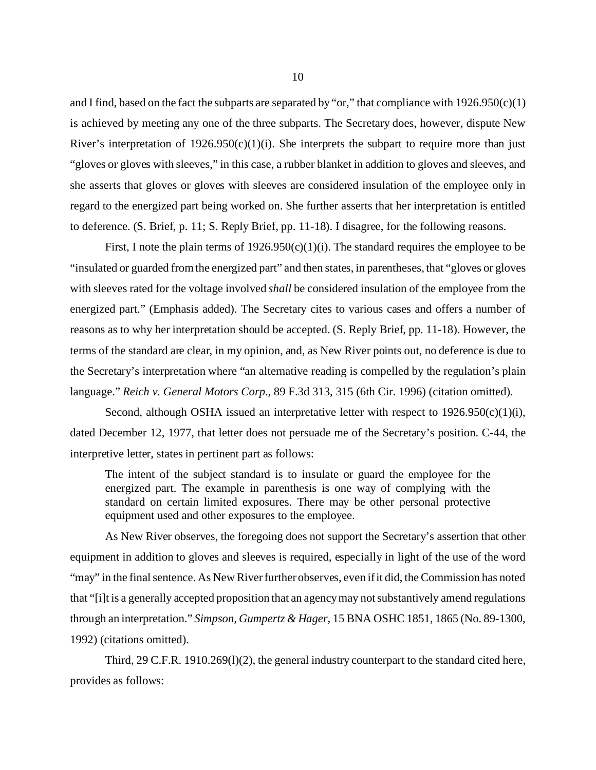and I find, based on the fact the subparts are separated by "or," that compliance with 1926.950(c)(1) is achieved by meeting any one of the three subparts. The Secretary does, however, dispute New River's interpretation of 1926.950(c)(1)(i). She interprets the subpart to require more than just "gloves or gloves with sleeves," in this case, a rubber blanket in addition to gloves and sleeves, and she asserts that gloves or gloves with sleeves are considered insulation of the employee only in regard to the energized part being worked on. She further asserts that her interpretation is entitled to deference. (S. Brief, p. 11; S. Reply Brief, pp. 11-18). I disagree, for the following reasons.

First, I note the plain terms of 1926.950(c)(1)(i). The standard requires the employee to be "insulated or guarded from the energized part" and then states, in parentheses, that "gloves or gloves with sleeves rated for the voltage involved *shall* be considered insulation of the employee from the energized part." (Emphasis added). The Secretary cites to various cases and offers a number of reasons as to why her interpretation should be accepted. (S. Reply Brief, pp. 11-18). However, the terms of the standard are clear, in my opinion, and, as New River points out, no deference is due to the Secretary's interpretation where "an alternative reading is compelled by the regulation's plain language." *Reich v. General Motors Corp.*, 89 F.3d 313, 315 (6th Cir. 1996) (citation omitted).

Second, although OSHA issued an interpretative letter with respect to 1926.950(c)(1)(i), dated December 12, 1977, that letter does not persuade me of the Secretary's position. C-44, the interpretive letter, states in pertinent part as follows:

> The intent of the subject standard is to insulate or guard the employee for the energized part. The example in parenthesis is one way of complying with the standard on certain limited exposures. There may be other personal protective equipment used and other exposures to the employee.

As New River observes, the foregoing does not support the Secretary's assertion that other equipment in addition to gloves and sleeves is required, especially in light of the use of the word "may" in the final sentence. As New River further observes, even if it did, the Commission has noted that "[i]t is a generally accepted proposition that an agency may not substantively amend regulations through an interpretation." *Simpson, Gumpertz & Hager*, 15 BNA OSHC 1851, 1865 (No. 89-1300, 1992) (citations omitted).

Third, 29 C.F.R. 1910.269(l)(2), the general industry counterpart to the standard cited here, provides as follows: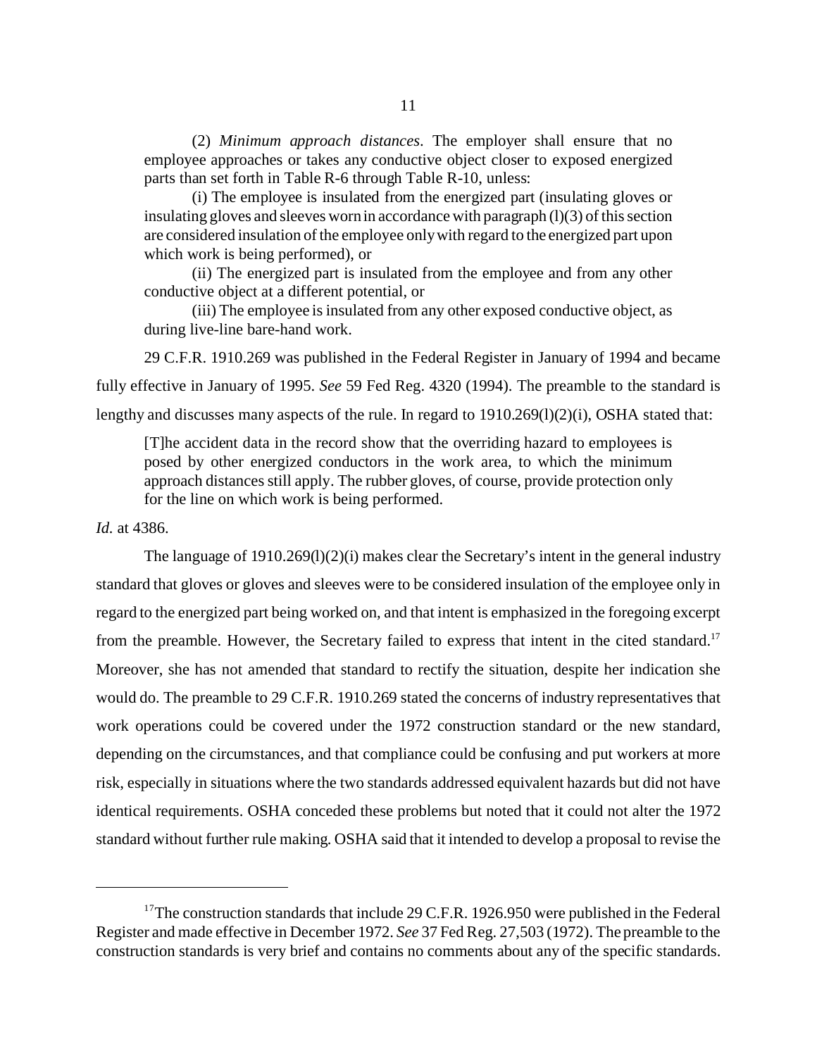(2) *Minimum approach distances*. The employer shall ensure that no employee approaches or takes any conductive object closer to exposed energized parts than set forth in Table R-6 through Table R-10, unless:

(i) The employee is insulated from the energized part (insulating gloves or insulating gloves and sleeves worn in accordance with paragraph (l)(3) of this section are considered insulation of the employee only with regard to the energized part upon which work is being performed), or

(ii) The energized part is insulated from the employee and from any other conductive object at a different potential, or

(iii) The employee is insulated from any other exposed conductive object, as during live-line bare-hand work.

29 C.F.R. 1910.269 was published in the Federal Register in January of 1994 and became fully effective in January of 1995. *See* 59 Fed Reg. 4320 (1994). The preamble to the standard is lengthy and discusses many aspects of the rule. In regard to 1910.269(l)(2)(i), OSHA stated that:

> [T]he accident data in the record show that the overriding hazard to employees is posed by other energized conductors in the work area, to which the minimum approach distances still apply. The rubber gloves, of course, provide protection only for the line on which work is being performed.

*Id.* at 4386.

The language of 1910.269(l)(2)(i) makes clear the Secretary's intent in the general industry standard that gloves or gloves and sleeves were to be considered insulation of the employee only in regard to the energized part being worked on, and that intent is emphasized in the foregoing excerpt from the preamble. However, the Secretary failed to express that intent in the cited standard.[17] Moreover, she has not amended that standard to rectify the situation, despite her indication she would do. The preamble to 29 C.F.R. 1910.269 stated the concerns of industry representatives that work operations could be covered under the 1972 construction standard or the new standard, depending on the circumstances, and that compliance could be confusing and put workers at more risk, especially in situations where the two standards addressed equivalent hazards but did not have identical requirements. OSHA conceded these problems but noted that it could not alter the 1972 standard without further rule making. OSHA said that it intended to develop a proposal to revise the

---

[17] The construction standards that include 29 C.F.R. 1926.950 were published in the Federal Register and made effective in December 1972. *See* 37 Fed Reg. 27,503 (1972). The preamble to the construction standards is very brief and contains no comments about any of the specific standards.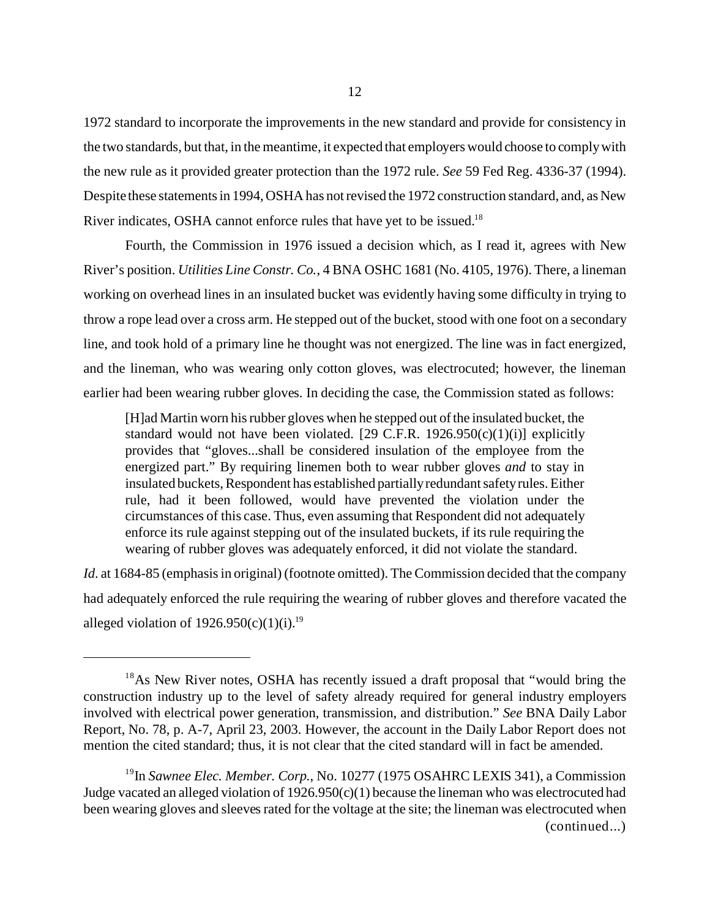1972 standard to incorporate the improvements in the new standard and provide for consistency in the two standards, but that, in the meantime, it expected that employers would choose to comply with the new rule as it provided greater protection than the 1972 rule. *See* 59 Fed Reg. 4336-37 (1994). Despite these statements in 1994, OSHA has not revised the 1972 construction standard, and, as New River indicates, OSHA cannot enforce rules that have yet to be issued.[18]

Fourth, the Commission in 1976 issued a decision which, as I read it, agrees with New River's position. *Utilities Line Constr. Co.*, 4 BNA OSHC 1681 (No. 4105, 1976). There, a lineman working on overhead lines in an insulated bucket was evidently having some difficulty in trying to throw a rope lead over a cross arm. He stepped out of the bucket, stood with one foot on a secondary line, and took hold of a primary line he thought was not energized. The line was in fact energized, and the lineman, who was wearing only cotton gloves, was electrocuted; however, the lineman earlier had been wearing rubber gloves. In deciding the case, the Commission stated as follows:

> [H]ad Martin worn his rubber gloves when he stepped out of the insulated bucket, the standard would not have been violated. [29 C.F.R. 1926.950(c)(1)(i)] explicitly provides that "gloves...shall be considered insulation of the employee from the energized part." By requiring linemen both to wear rubber gloves *and* to stay in insulated buckets, Respondent has established partially redundant safety rules. Either rule, had it been followed, would have prevented the violation under the circumstances of this case. Thus, even assuming that Respondent did not adequately enforce its rule against stepping out of the insulated buckets, if its rule requiring the wearing of rubber gloves was adequately enforced, it did not violate the standard.

*Id.* at 1684-85 (emphasis in original) (footnote omitted). The Commission decided that the company had adequately enforced the rule requiring the wearing of rubber gloves and therefore vacated the alleged violation of 1926.950(c)(1)(i).[19]

---

[18] As New River notes, OSHA has recently issued a draft proposal that "would bring the construction industry up to the level of safety already required for general industry employers involved with electrical power generation, transmission, and distribution." *See* BNA Daily Labor Report, No. 78, p. A-7, April 23, 2003. However, the account in the Daily Labor Report does not mention the cited standard; thus, it is not clear that the cited standard will in fact be amended.

[19] In *Sawnee Elec. Member. Corp.*, No. 10277 (1975 OSAHRC LEXIS 341), a Commission Judge vacated an alleged violation of 1926.950(c)(1) because the lineman who was electrocuted had been wearing gloves and sleeves rated for the voltage at the site; the lineman was electrocuted when (continued...)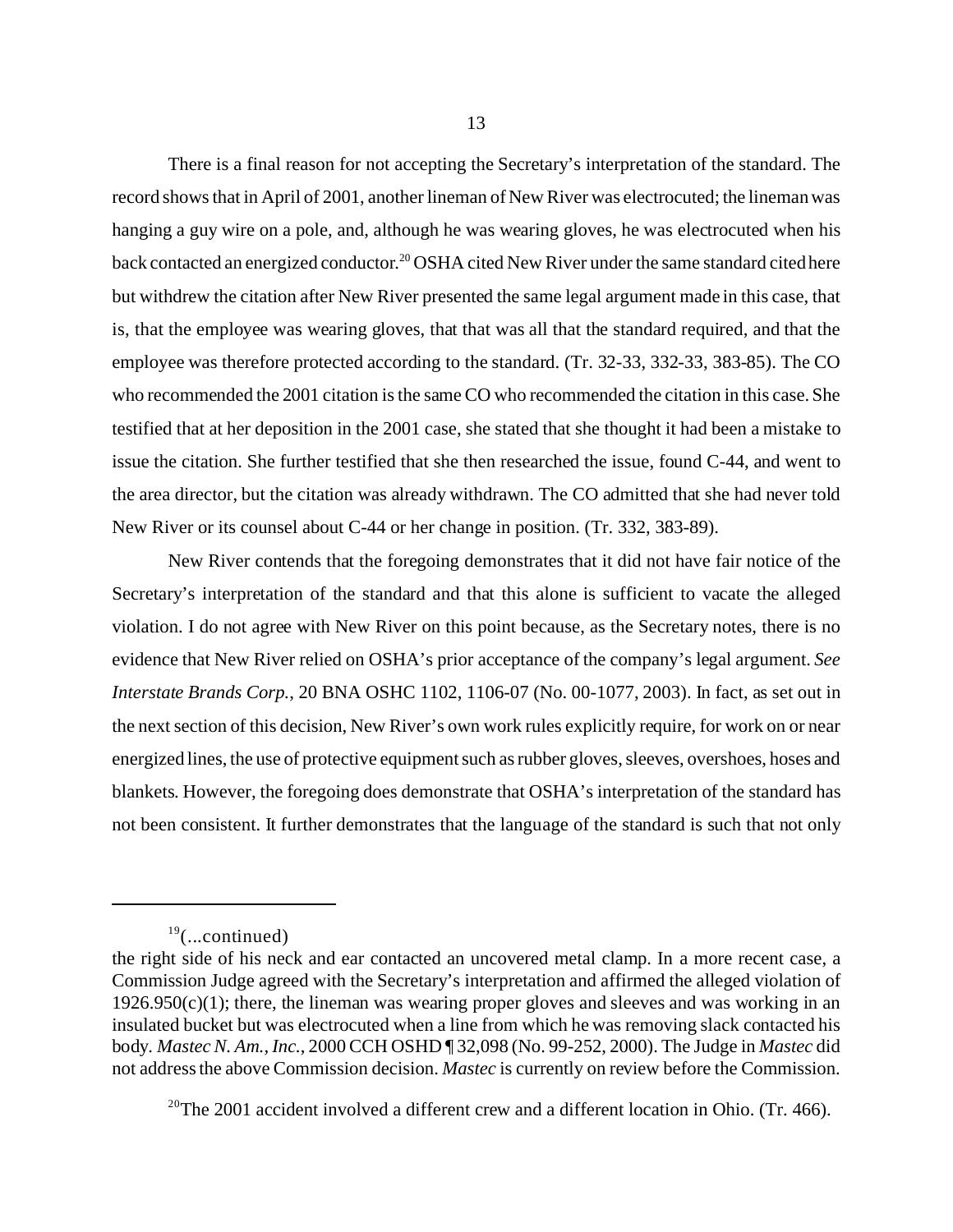There is a final reason for not accepting the Secretary's interpretation of the standard. The record shows that in April of 2001, another lineman of New River was electrocuted; the lineman was hanging a guy wire on a pole, and, although he was wearing gloves, he was electrocuted when his back contacted an energized conductor.[20] OSHA cited New River under the same standard cited here but withdrew the citation after New River presented the same legal argument made in this case, that is, that the employee was wearing gloves, that that was all that the standard required, and that the employee was therefore protected according to the standard. (Tr. 32-33, 332-33, 383-85). The CO who recommended the 2001 citation is the same CO who recommended the citation in this case. She testified that at her deposition in the 2001 case, she stated that she thought it had been a mistake to issue the citation. She further testified that she then researched the issue, found C-44, and went to the area director, but the citation was already withdrawn. The CO admitted that she had never told New River or its counsel about C-44 or her change in position. (Tr. 332, 383-89).

New River contends that the foregoing demonstrates that it did not have fair notice of the Secretary's interpretation of the standard and that this alone is sufficient to vacate the alleged violation. I do not agree with New River on this point because, as the Secretary notes, there is no evidence that New River relied on OSHA's prior acceptance of the company's legal argument. *See Interstate Brands Corp.*, 20 BNA OSHC 1102, 1106-07 (No. 00-1077, 2003). In fact, as set out in the next section of this decision, New River's own work rules explicitly require, for work on or near energized lines, the use of protective equipment such as rubber gloves, sleeves, overshoes, hoses and blankets. However, the foregoing does demonstrate that OSHA's interpretation of the standard has not been consistent. It further demonstrates that the language of the standard is such that not only

---

[19](...continued)
the right side of his neck and ear contacted an uncovered metal clamp. In a more recent case, a Commission Judge agreed with the Secretary's interpretation and affirmed the alleged violation of 1926.950(c)(1); there, the lineman was wearing proper gloves and sleeves and was working in an insulated bucket but was electrocuted when a line from which he was removing slack contacted his body. *Mastec N. Am., Inc.*, 2000 CCH OSHD ¶ 32,098 (No. 99-252, 2000). The Judge in *Mastec* did not address the above Commission decision. *Mastec* is currently on review before the Commission.

[20]The 2001 accident involved a different crew and a different location in Ohio. (Tr. 466).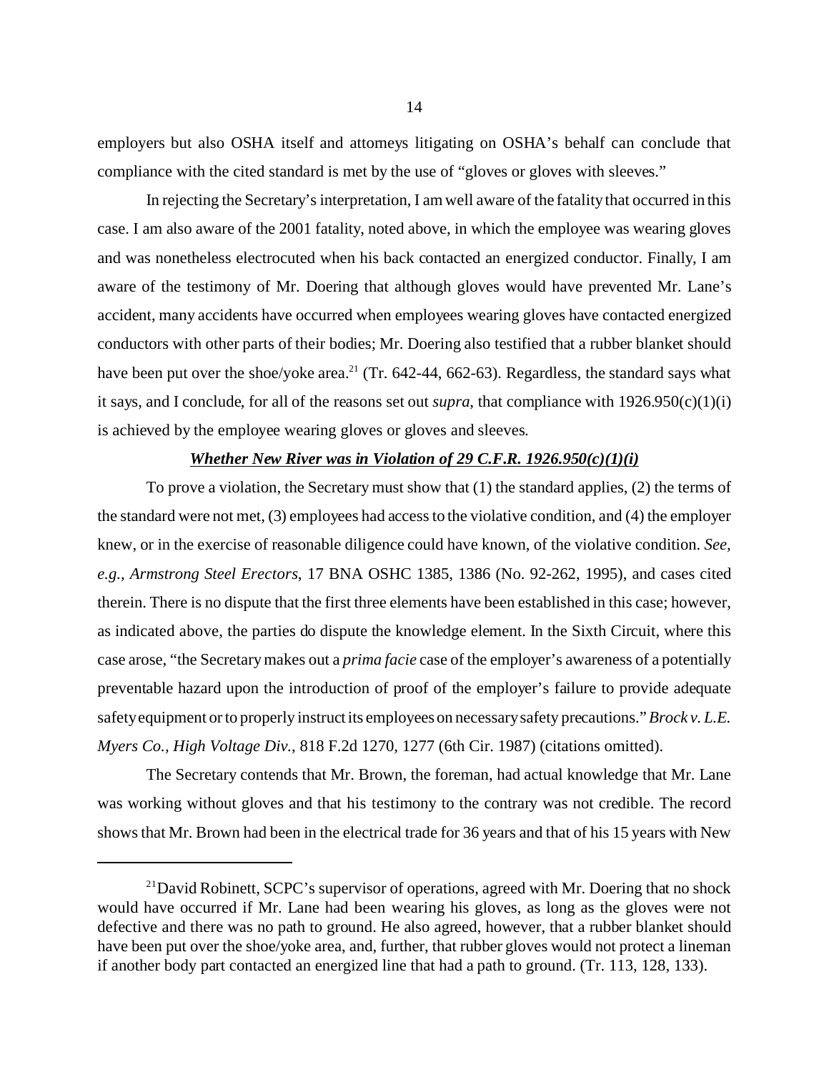employers but also OSHA itself and attorneys litigating on OSHA's behalf can conclude that compliance with the cited standard is met by the use of "gloves or gloves with sleeves."

In rejecting the Secretary's interpretation, I am well aware of the fatality that occurred in this case. I am also aware of the 2001 fatality, noted above, in which the employee was wearing gloves and was nonetheless electrocuted when his back contacted an energized conductor. Finally, I am aware of the testimony of Mr. Doering that although gloves would have prevented Mr. Lane's accident, many accidents have occurred when employees wearing gloves have contacted energized conductors with other parts of their bodies; Mr. Doering also testified that a rubber blanket should have been put over the shoe/yoke area.[21] (Tr. 642-44, 662-63). Regardless, the standard says what it says, and I conclude, for all of the reasons set out *supra*, that compliance with 1926.950(c)(1)(i) is achieved by the employee wearing gloves or gloves and sleeves.

***Whether New River was in Violation of 29 C.F.R. 1926.950(c)(1)(i)***

To prove a violation, the Secretary must show that (1) the standard applies, (2) the terms of the standard were not met, (3) employees had access to the violative condition, and (4) the employer knew, or in the exercise of reasonable diligence could have known, of the violative condition. *See, e.g., Armstrong Steel Erectors*, 17 BNA OSHC 1385, 1386 (No. 92-262, 1995), and cases cited therein. There is no dispute that the first three elements have been established in this case; however, as indicated above, the parties do dispute the knowledge element. In the Sixth Circuit, where this case arose, "the Secretary makes out a *prima facie* case of the employer's awareness of a potentially preventable hazard upon the introduction of proof of the employer's failure to provide adequate safety equipment or to properly instruct its employees on necessary safety precautions." *Brock v. L.E. Myers Co., High Voltage Div.*, 818 F.2d 1270, 1277 (6th Cir. 1987) (citations omitted).

The Secretary contends that Mr. Brown, the foreman, had actual knowledge that Mr. Lane was working without gloves and that his testimony to the contrary was not credible. The record shows that Mr. Brown had been in the electrical trade for 36 years and that of his 15 years with New

---

[21] David Robinett, SCPC's supervisor of operations, agreed with Mr. Doering that no shock would have occurred if Mr. Lane had been wearing his gloves, as long as the gloves were not defective and there was no path to ground. He also agreed, however, that a rubber blanket should have been put over the shoe/yoke area, and, further, that rubber gloves would not protect a lineman if another body part contacted an energized line that had a path to ground. (Tr. 113, 128, 133).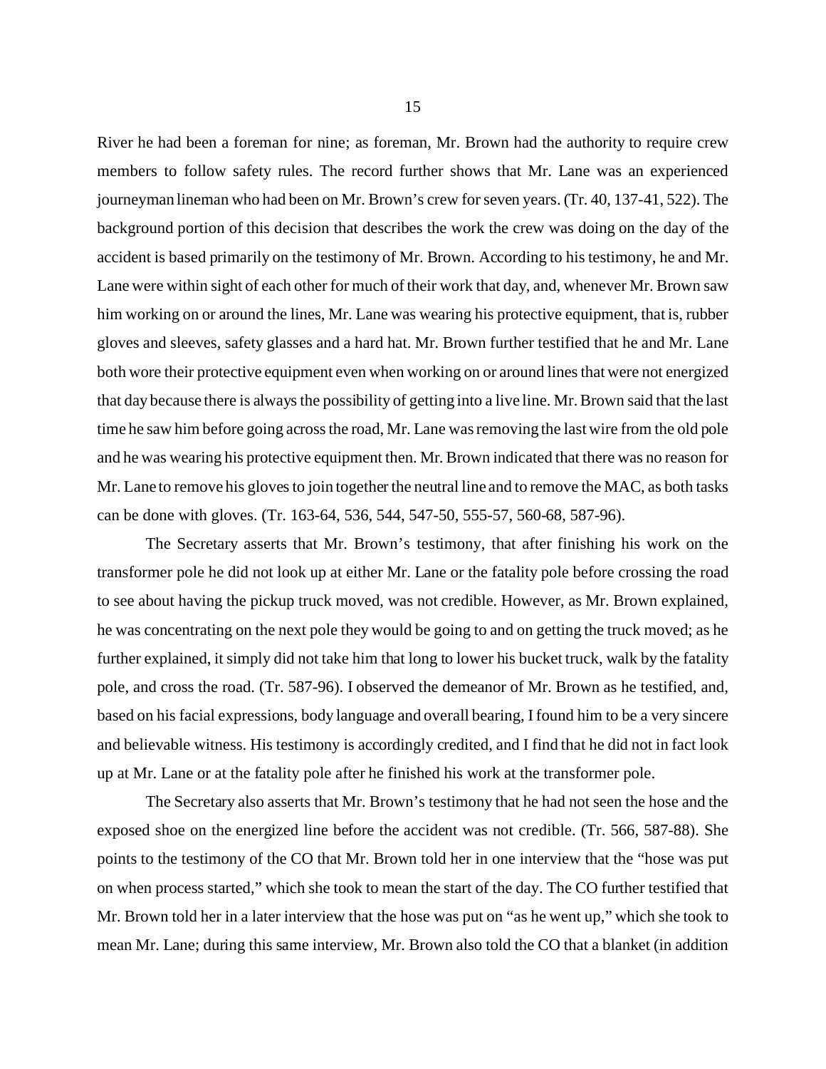River he had been a foreman for nine; as foreman, Mr. Brown had the authority to require crew members to follow safety rules. The record further shows that Mr. Lane was an experienced journeyman lineman who had been on Mr. Brown's crew for seven years. (Tr. 40, 137-41, 522). The background portion of this decision that describes the work the crew was doing on the day of the accident is based primarily on the testimony of Mr. Brown. According to his testimony, he and Mr. Lane were within sight of each other for much of their work that day, and, whenever Mr. Brown saw him working on or around the lines, Mr. Lane was wearing his protective equipment, that is, rubber gloves and sleeves, safety glasses and a hard hat. Mr. Brown further testified that he and Mr. Lane both wore their protective equipment even when working on or around lines that were not energized that day because there is always the possibility of getting into a live line. Mr. Brown said that the last time he saw him before going across the road, Mr. Lane was removing the last wire from the old pole and he was wearing his protective equipment then. Mr. Brown indicated that there was no reason for Mr. Lane to remove his gloves to join together the neutral line and to remove the MAC, as both tasks can be done with gloves. (Tr. 163-64, 536, 544, 547-50, 555-57, 560-68, 587-96).

The Secretary asserts that Mr. Brown's testimony, that after finishing his work on the transformer pole he did not look up at either Mr. Lane or the fatality pole before crossing the road to see about having the pickup truck moved, was not credible. However, as Mr. Brown explained, he was concentrating on the next pole they would be going to and on getting the truck moved; as he further explained, it simply did not take him that long to lower his bucket truck, walk by the fatality pole, and cross the road. (Tr. 587-96). I observed the demeanor of Mr. Brown as he testified, and, based on his facial expressions, body language and overall bearing, I found him to be a very sincere and believable witness. His testimony is accordingly credited, and I find that he did not in fact look up at Mr. Lane or at the fatality pole after he finished his work at the transformer pole.

The Secretary also asserts that Mr. Brown's testimony that he had not seen the hose and the exposed shoe on the energized line before the accident was not credible. (Tr. 566, 587-88). She points to the testimony of the CO that Mr. Brown told her in one interview that the "hose was put on when process started," which she took to mean the start of the day. The CO further testified that Mr. Brown told her in a later interview that the hose was put on "as he went up," which she took to mean Mr. Lane; during this same interview, Mr. Brown also told the CO that a blanket (in addition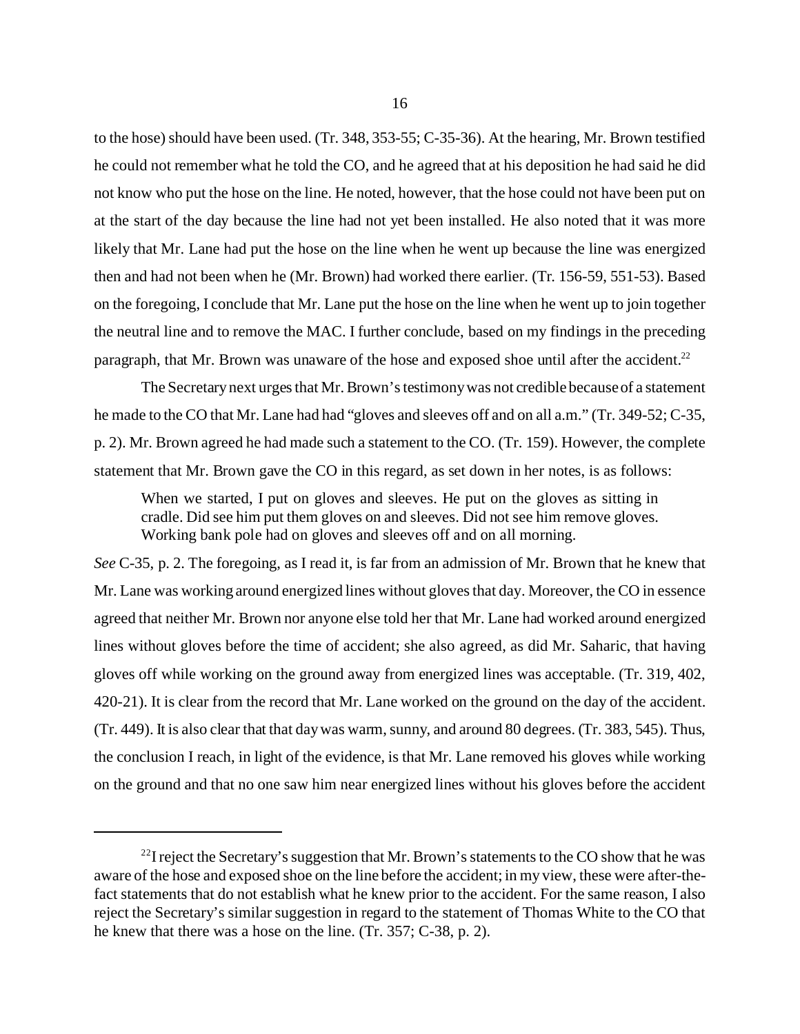to the hose) should have been used. (Tr. 348, 353-55; C-35-36). At the hearing, Mr. Brown testified he could not remember what he told the CO, and he agreed that at his deposition he had said he did not know who put the hose on the line. He noted, however, that the hose could not have been put on at the start of the day because the line had not yet been installed. He also noted that it was more likely that Mr. Lane had put the hose on the line when he went up because the line was energized then and had not been when he (Mr. Brown) had worked there earlier. (Tr. 156-59, 551-53). Based on the foregoing, I conclude that Mr. Lane put the hose on the line when he went up to join together the neutral line and to remove the MAC. I further conclude, based on my findings in the preceding paragraph, that Mr. Brown was unaware of the hose and exposed shoe until after the accident.[22]

The Secretary next urges that Mr. Brown's testimony was not credible because of a statement he made to the CO that Mr. Lane had had "gloves and sleeves off and on all a.m." (Tr. 349-52; C-35, p. 2). Mr. Brown agreed he had made such a statement to the CO. (Tr. 159). However, the complete statement that Mr. Brown gave the CO in this regard, as set down in her notes, is as follows:

> When we started, I put on gloves and sleeves. He put on the gloves as sitting in cradle. Did see him put them gloves on and sleeves. Did not see him remove gloves. Working bank pole had on gloves and sleeves off and on all morning.

*See* C-35, p. 2. The foregoing, as I read it, is far from an admission of Mr. Brown that he knew that Mr. Lane was working around energized lines without gloves that day. Moreover, the CO in essence agreed that neither Mr. Brown nor anyone else told her that Mr. Lane had worked around energized lines without gloves before the time of accident; she also agreed, as did Mr. Saharic, that having gloves off while working on the ground away from energized lines was acceptable. (Tr. 319, 402, 420-21). It is clear from the record that Mr. Lane worked on the ground on the day of the accident. (Tr. 449). It is also clear that that day was warm, sunny, and around 80 degrees. (Tr. 383, 545). Thus, the conclusion I reach, in light of the evidence, is that Mr. Lane removed his gloves while working on the ground and that no one saw him near energized lines without his gloves before the accident

---

[22] I reject the Secretary's suggestion that Mr. Brown's statements to the CO show that he was aware of the hose and exposed shoe on the line before the accident; in my view, these were after-the-fact statements that do not establish what he knew prior to the accident. For the same reason, I also reject the Secretary's similar suggestion in regard to the statement of Thomas White to the CO that he knew that there was a hose on the line. (Tr. 357; C-38, p. 2).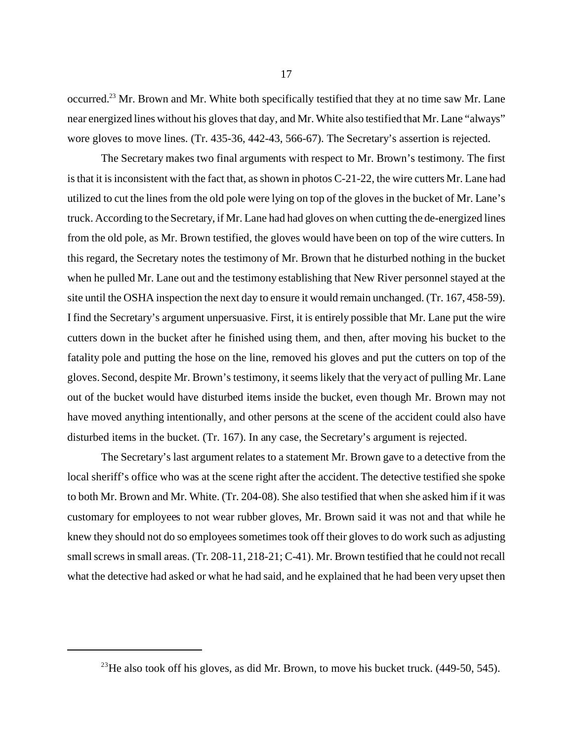occurred.[23] Mr. Brown and Mr. White both specifically testified that they at no time saw Mr. Lane near energized lines without his gloves that day, and Mr. White also testified that Mr. Lane "always" wore gloves to move lines. (Tr. 435-36, 442-43, 566-67). The Secretary's assertion is rejected.

The Secretary makes two final arguments with respect to Mr. Brown's testimony. The first is that it is inconsistent with the fact that, as shown in photos C-21-22, the wire cutters Mr. Lane had utilized to cut the lines from the old pole were lying on top of the gloves in the bucket of Mr. Lane's truck. According to the Secretary, if Mr. Lane had had gloves on when cutting the de-energized lines from the old pole, as Mr. Brown testified, the gloves would have been on top of the wire cutters. In this regard, the Secretary notes the testimony of Mr. Brown that he disturbed nothing in the bucket when he pulled Mr. Lane out and the testimony establishing that New River personnel stayed at the site until the OSHA inspection the next day to ensure it would remain unchanged. (Tr. 167, 458-59). I find the Secretary's argument unpersuasive. First, it is entirely possible that Mr. Lane put the wire cutters down in the bucket after he finished using them, and then, after moving his bucket to the fatality pole and putting the hose on the line, removed his gloves and put the cutters on top of the gloves. Second, despite Mr. Brown's testimony, it seems likely that the very act of pulling Mr. Lane out of the bucket would have disturbed items inside the bucket, even though Mr. Brown may not have moved anything intentionally, and other persons at the scene of the accident could also have disturbed items in the bucket. (Tr. 167). In any case, the Secretary's argument is rejected.

The Secretary's last argument relates to a statement Mr. Brown gave to a detective from the local sheriff's office who was at the scene right after the accident. The detective testified she spoke to both Mr. Brown and Mr. White. (Tr. 204-08). She also testified that when she asked him if it was customary for employees to not wear rubber gloves, Mr. Brown said it was not and that while he knew they should not do so employees sometimes took off their gloves to do work such as adjusting small screws in small areas. (Tr. 208-11, 218-21; C-41). Mr. Brown testified that he could not recall what the detective had asked or what he had said, and he explained that he had been very upset then

[23] He also took off his gloves, as did Mr. Brown, to move his bucket truck. (449-50, 545).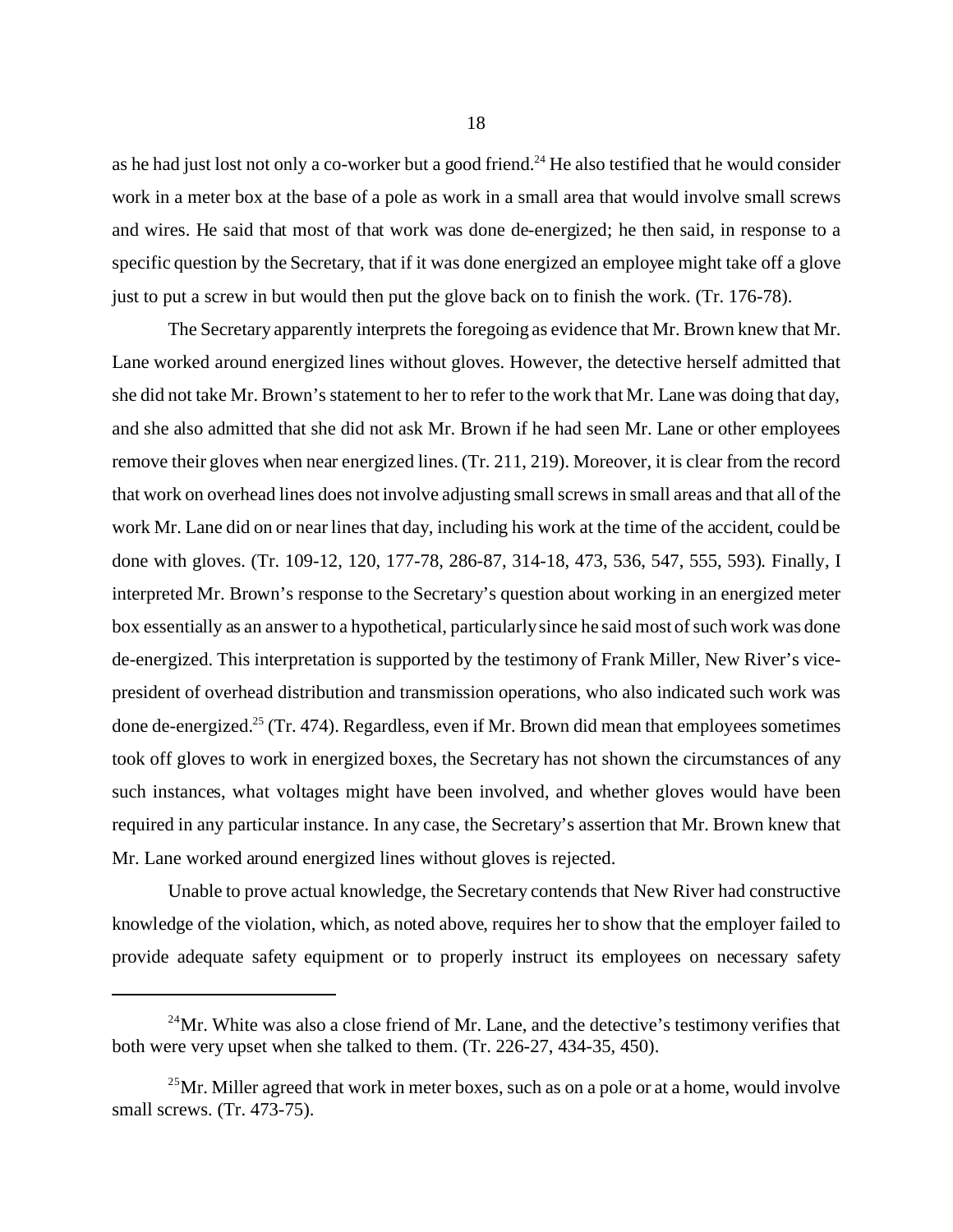as he had just lost not only a co-worker but a good friend.[24] He also testified that he would consider work in a meter box at the base of a pole as work in a small area that would involve small screws and wires. He said that most of that work was done de-energized; he then said, in response to a specific question by the Secretary, that if it was done energized an employee might take off a glove just to put a screw in but would then put the glove back on to finish the work. (Tr. 176-78).

The Secretary apparently interprets the foregoing as evidence that Mr. Brown knew that Mr. Lane worked around energized lines without gloves. However, the detective herself admitted that she did not take Mr. Brown's statement to her to refer to the work that Mr. Lane was doing that day, and she also admitted that she did not ask Mr. Brown if he had seen Mr. Lane or other employees remove their gloves when near energized lines. (Tr. 211, 219). Moreover, it is clear from the record that work on overhead lines does not involve adjusting small screws in small areas and that all of the work Mr. Lane did on or near lines that day, including his work at the time of the accident, could be done with gloves. (Tr. 109-12, 120, 177-78, 286-87, 314-18, 473, 536, 547, 555, 593). Finally, I interpreted Mr. Brown's response to the Secretary's question about working in an energized meter box essentially as an answer to a hypothetical, particularly since he said most of such work was done de-energized. This interpretation is supported by the testimony of Frank Miller, New River's vice-president of overhead distribution and transmission operations, who also indicated such work was done de-energized.[25] (Tr. 474). Regardless, even if Mr. Brown did mean that employees sometimes took off gloves to work in energized boxes, the Secretary has not shown the circumstances of any such instances, what voltages might have been involved, and whether gloves would have been required in any particular instance. In any case, the Secretary's assertion that Mr. Brown knew that Mr. Lane worked around energized lines without gloves is rejected.

Unable to prove actual knowledge, the Secretary contends that New River had constructive knowledge of the violation, which, as noted above, requires her to show that the employer failed to provide adequate safety equipment or to properly instruct its employees on necessary safety

---

[24] Mr. White was also a close friend of Mr. Lane, and the detective's testimony verifies that both were very upset when she talked to them. (Tr. 226-27, 434-35, 450).

[25] Mr. Miller agreed that work in meter boxes, such as on a pole or at a home, would involve small screws. (Tr. 473-75).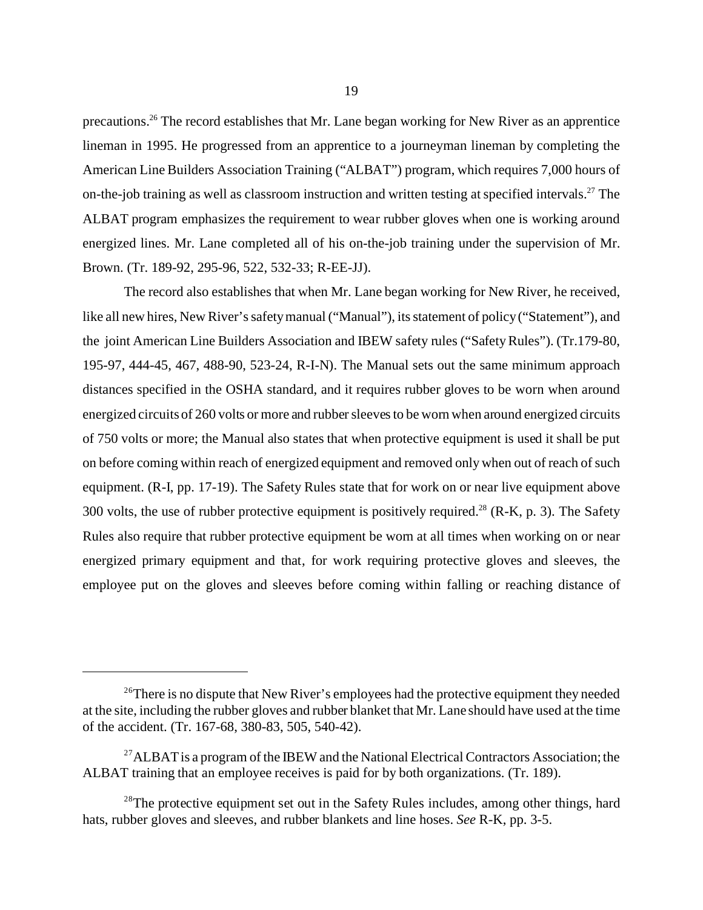precautions.[26] The record establishes that Mr. Lane began working for New River as an apprentice lineman in 1995. He progressed from an apprentice to a journeyman lineman by completing the American Line Builders Association Training ("ALBAT") program, which requires 7,000 hours of on-the-job training as well as classroom instruction and written testing at specified intervals.[27] The ALBAT program emphasizes the requirement to wear rubber gloves when one is working around energized lines. Mr. Lane completed all of his on-the-job training under the supervision of Mr. Brown. (Tr. 189-92, 295-96, 522, 532-33; R-EE-JJ).

The record also establishes that when Mr. Lane began working for New River, he received, like all new hires, New River's safety manual ("Manual"), its statement of policy ("Statement"), and the joint American Line Builders Association and IBEW safety rules ("Safety Rules"). (Tr.179-80, 195-97, 444-45, 467, 488-90, 523-24, R-I-N). The Manual sets out the same minimum approach distances specified in the OSHA standard, and it requires rubber gloves to be worn when around energized circuits of 260 volts or more and rubber sleeves to be worn when around energized circuits of 750 volts or more; the Manual also states that when protective equipment is used it shall be put on before coming within reach of energized equipment and removed only when out of reach of such equipment. (R-I, pp. 17-19). The Safety Rules state that for work on or near live equipment above 300 volts, the use of rubber protective equipment is positively required.[28] (R-K, p. 3). The Safety Rules also require that rubber protective equipment be worn at all times when working on or near energized primary equipment and that, for work requiring protective gloves and sleeves, the employee put on the gloves and sleeves before coming within falling or reaching distance of

---

[26] There is no dispute that New River's employees had the protective equipment they needed at the site, including the rubber gloves and rubber blanket that Mr. Lane should have used at the time of the accident. (Tr. 167-68, 380-83, 505, 540-42).

[27] ALBAT is a program of the IBEW and the National Electrical Contractors Association; the ALBAT training that an employee receives is paid for by both organizations. (Tr. 189).

[28] The protective equipment set out in the Safety Rules includes, among other things, hard hats, rubber gloves and sleeves, and rubber blankets and line hoses. *See* R-K, pp. 3-5.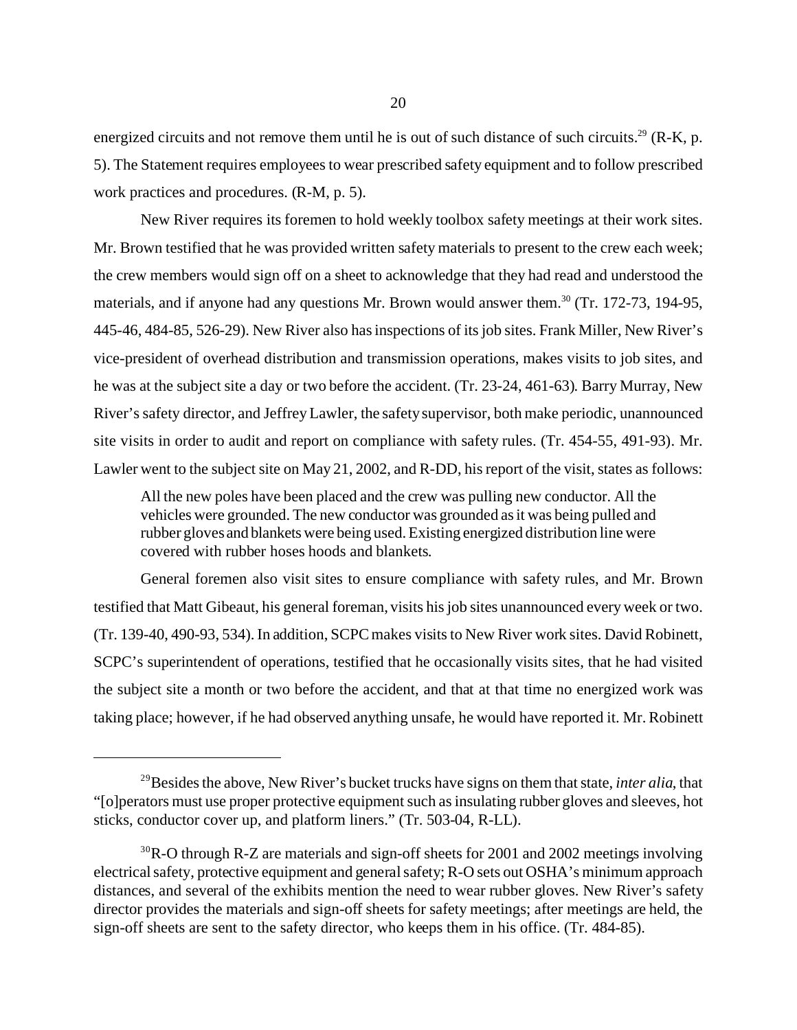energized circuits and not remove them until he is out of such distance of such circuits.[29] (R-K, p. 5). The Statement requires employees to wear prescribed safety equipment and to follow prescribed work practices and procedures. (R-M, p. 5).

New River requires its foremen to hold weekly toolbox safety meetings at their work sites. Mr. Brown testified that he was provided written safety materials to present to the crew each week; the crew members would sign off on a sheet to acknowledge that they had read and understood the materials, and if anyone had any questions Mr. Brown would answer them.[30] (Tr. 172-73, 194-95, 445-46, 484-85, 526-29). New River also has inspections of its job sites. Frank Miller, New River's vice-president of overhead distribution and transmission operations, makes visits to job sites, and he was at the subject site a day or two before the accident. (Tr. 23-24, 461-63). Barry Murray, New River's safety director, and Jeffrey Lawler, the safety supervisor, both make periodic, unannounced site visits in order to audit and report on compliance with safety rules. (Tr. 454-55, 491-93). Mr. Lawler went to the subject site on May 21, 2002, and R-DD, his report of the visit, states as follows:

> All the new poles have been placed and the crew was pulling new conductor. All the vehicles were grounded. The new conductor was grounded as it was being pulled and rubber gloves and blankets were being used. Existing energized distribution line were covered with rubber hoses hoods and blankets.

General foremen also visit sites to ensure compliance with safety rules, and Mr. Brown testified that Matt Gibeaut, his general foreman, visits his job sites unannounced every week or two. (Tr. 139-40, 490-93, 534). In addition, SCPC makes visits to New River work sites. David Robinett, SCPC's superintendent of operations, testified that he occasionally visits sites, that he had visited the subject site a month or two before the accident, and that at that time no energized work was taking place; however, if he had observed anything unsafe, he would have reported it. Mr. Robinett

---

[29] Besides the above, New River's bucket trucks have signs on them that state, *inter alia*, that "[o]perators must use proper protective equipment such as insulating rubber gloves and sleeves, hot sticks, conductor cover up, and platform liners." (Tr. 503-04, R-LL).

[30] R-O through R-Z are materials and sign-off sheets for 2001 and 2002 meetings involving electrical safety, protective equipment and general safety; R-O sets out OSHA's minimum approach distances, and several of the exhibits mention the need to wear rubber gloves. New River's safety director provides the materials and sign-off sheets for safety meetings; after meetings are held, the sign-off sheets are sent to the safety director, who keeps them in his office. (Tr. 484-85).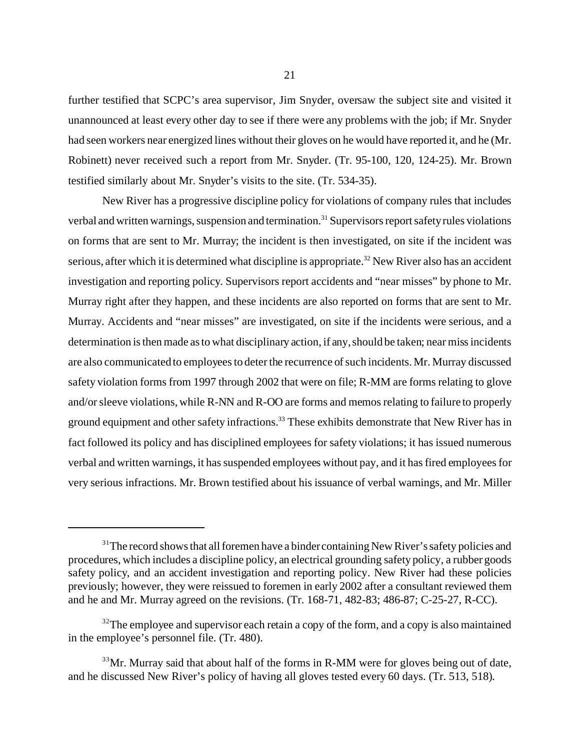further testified that SCPC's area supervisor, Jim Snyder, oversaw the subject site and visited it unannounced at least every other day to see if there were any problems with the job; if Mr. Snyder had seen workers near energized lines without their gloves on he would have reported it, and he (Mr. Robinett) never received such a report from Mr. Snyder. (Tr. 95-100, 120, 124-25). Mr. Brown testified similarly about Mr. Snyder's visits to the site. (Tr. 534-35).

New River has a progressive discipline policy for violations of company rules that includes verbal and written warnings, suspension and termination.[31] Supervisors report safety rules violations on forms that are sent to Mr. Murray; the incident is then investigated, on site if the incident was serious, after which it is determined what discipline is appropriate.[32] New River also has an accident investigation and reporting policy. Supervisors report accidents and "near misses" by phone to Mr. Murray right after they happen, and these incidents are also reported on forms that are sent to Mr. Murray. Accidents and "near misses" are investigated, on site if the incidents were serious, and a determination is then made as to what disciplinary action, if any, should be taken; near miss incidents are also communicated to employees to deter the recurrence of such incidents. Mr. Murray discussed safety violation forms from 1997 through 2002 that were on file; R-MM are forms relating to glove and/or sleeve violations, while R-NN and R-OO are forms and memos relating to failure to properly ground equipment and other safety infractions.[33] These exhibits demonstrate that New River has in fact followed its policy and has disciplined employees for safety violations; it has issued numerous verbal and written warnings, it has suspended employees without pay, and it has fired employees for very serious infractions. Mr. Brown testified about his issuance of verbal warnings, and Mr. Miller

---

[31] The record shows that all foremen have a binder containing New River's safety policies and procedures, which includes a discipline policy, an electrical grounding safety policy, a rubber goods safety policy, and an accident investigation and reporting policy. New River had these policies previously; however, they were reissued to foremen in early 2002 after a consultant reviewed them and he and Mr. Murray agreed on the revisions. (Tr. 168-71, 482-83; 486-87; C-25-27, R-CC).

[32] The employee and supervisor each retain a copy of the form, and a copy is also maintained in the employee's personnel file. (Tr. 480).

[33] Mr. Murray said that about half of the forms in R-MM were for gloves being out of date, and he discussed New River's policy of having all gloves tested every 60 days. (Tr. 513, 518).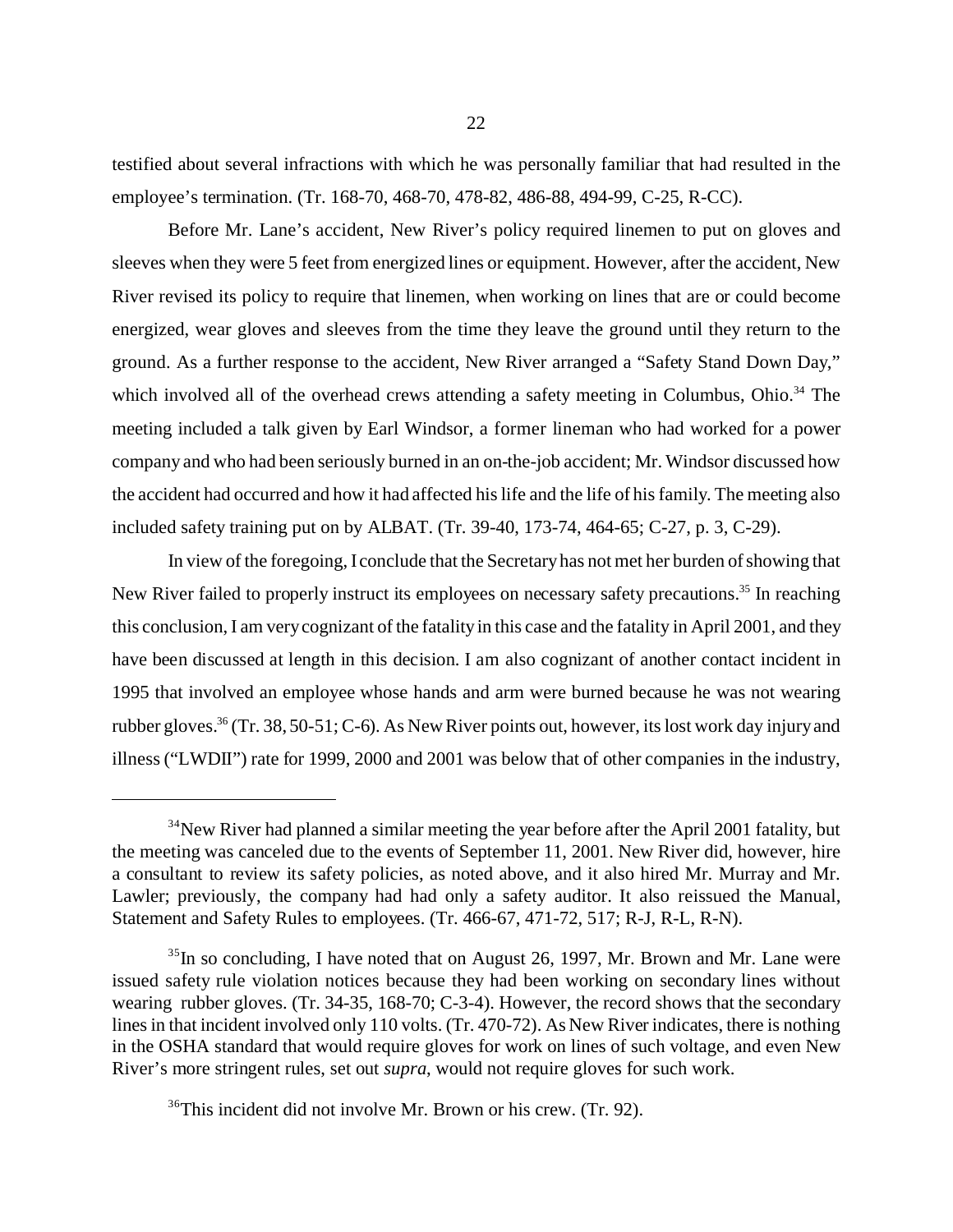testified about several infractions with which he was personally familiar that had resulted in the employee's termination. (Tr. 168-70, 468-70, 478-82, 486-88, 494-99, C-25, R-CC).

Before Mr. Lane's accident, New River's policy required linemen to put on gloves and sleeves when they were 5 feet from energized lines or equipment. However, after the accident, New River revised its policy to require that linemen, when working on lines that are or could become energized, wear gloves and sleeves from the time they leave the ground until they return to the ground. As a further response to the accident, New River arranged a "Safety Stand Down Day," which involved all of the overhead crews attending a safety meeting in Columbus, Ohio.[34] The meeting included a talk given by Earl Windsor, a former lineman who had worked for a power company and who had been seriously burned in an on-the-job accident; Mr. Windsor discussed how the accident had occurred and how it had affected his life and the life of his family. The meeting also included safety training put on by ALBAT. (Tr. 39-40, 173-74, 464-65; C-27, p. 3, C-29).

In view of the foregoing, I conclude that the Secretary has not met her burden of showing that New River failed to properly instruct its employees on necessary safety precautions.[35] In reaching this conclusion, I am very cognizant of the fatality in this case and the fatality in April 2001, and they have been discussed at length in this decision. I am also cognizant of another contact incident in 1995 that involved an employee whose hands and arm were burned because he was not wearing rubber gloves.[36] (Tr. 38, 50-51; C-6). As New River points out, however, its lost work day injury and illness ("LWDII") rate for 1999, 2000 and 2001 was below that of other companies in the industry,

---

[34] New River had planned a similar meeting the year before after the April 2001 fatality, but the meeting was canceled due to the events of September 11, 2001. New River did, however, hire a consultant to review its safety policies, as noted above, and it also hired Mr. Murray and Mr. Lawler; previously, the company had had only a safety auditor. It also reissued the Manual, Statement and Safety Rules to employees. (Tr. 466-67, 471-72, 517; R-J, R-L, R-N).

[35] In so concluding, I have noted that on August 26, 1997, Mr. Brown and Mr. Lane were issued safety rule violation notices because they had been working on secondary lines without wearing rubber gloves. (Tr. 34-35, 168-70; C-3-4). However, the record shows that the secondary lines in that incident involved only 110 volts. (Tr. 470-72). As New River indicates, there is nothing in the OSHA standard that would require gloves for work on lines of such voltage, and even New River's more stringent rules, set out *supra*, would not require gloves for such work.

[36] This incident did not involve Mr. Brown or his crew. (Tr. 92).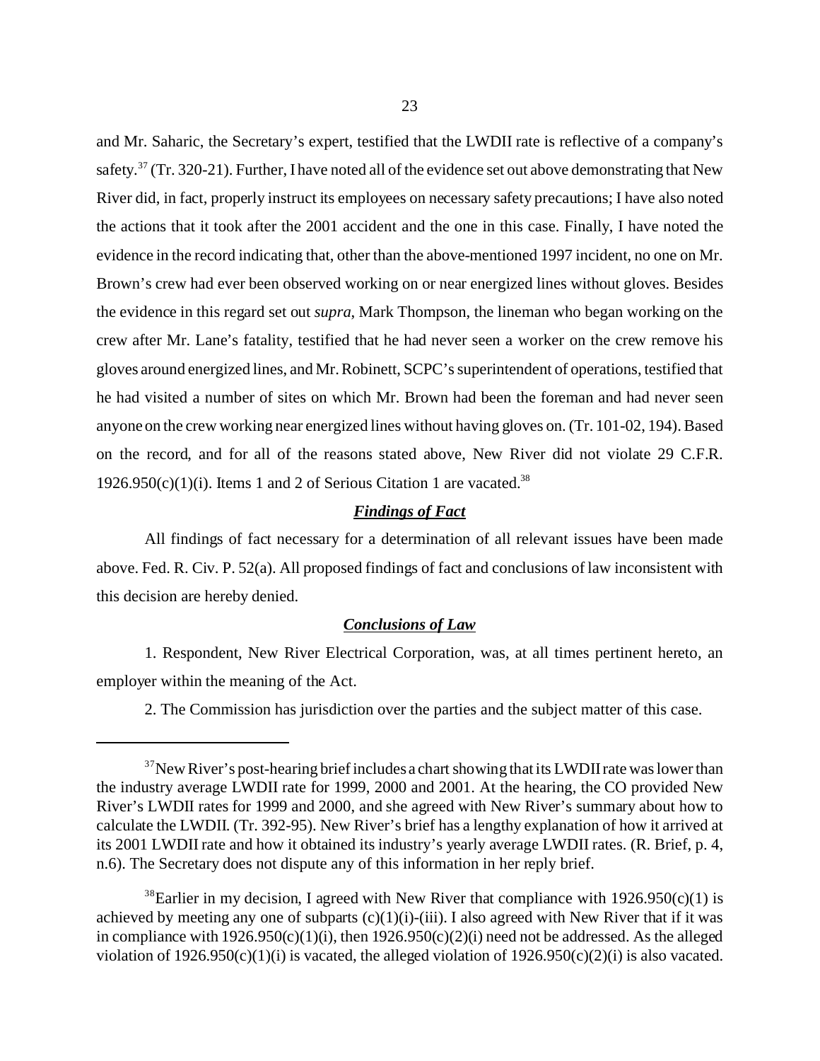and Mr. Saharic, the Secretary's expert, testified that the LWDII rate is reflective of a company's safety.[37] (Tr. 320-21). Further, I have noted all of the evidence set out above demonstrating that New River did, in fact, properly instruct its employees on necessary safety precautions; I have also noted the actions that it took after the 2001 accident and the one in this case. Finally, I have noted the evidence in the record indicating that, other than the above-mentioned 1997 incident, no one on Mr. Brown's crew had ever been observed working on or near energized lines without gloves. Besides the evidence in this regard set out *supra*, Mark Thompson, the lineman who began working on the crew after Mr. Lane's fatality, testified that he had never seen a worker on the crew remove his gloves around energized lines, and Mr. Robinett, SCPC's superintendent of operations, testified that he had visited a number of sites on which Mr. Brown had been the foreman and had never seen anyone on the crew working near energized lines without having gloves on. (Tr. 101-02, 194). Based on the record, and for all of the reasons stated above, New River did not violate 29 C.F.R. 1926.950(c)(1)(i). Items 1 and 2 of Serious Citation 1 are vacated.[38]

### ***Findings of Fact***

All findings of fact necessary for a determination of all relevant issues have been made above. Fed. R. Civ. P. 52(a). All proposed findings of fact and conclusions of law inconsistent with this decision are hereby denied.

### ***Conclusions of Law***

1. Respondent, New River Electrical Corporation, was, at all times pertinent hereto, an employer within the meaning of the Act.

2. The Commission has jurisdiction over the parties and the subject matter of this case.

---

[37] New River's post-hearing brief includes a chart showing that its LWDII rate was lower than the industry average LWDII rate for 1999, 2000 and 2001. At the hearing, the CO provided New River's LWDII rates for 1999 and 2000, and she agreed with New River's summary about how to calculate the LWDII. (Tr. 392-95). New River's brief has a lengthy explanation of how it arrived at its 2001 LWDII rate and how it obtained its industry's yearly average LWDII rates. (R. Brief, p. 4, n.6). The Secretary does not dispute any of this information in her reply brief.

[38] Earlier in my decision, I agreed with New River that compliance with 1926.950(c)(1) is achieved by meeting any one of subparts (c)(1)(i)-(iii). I also agreed with New River that if it was in compliance with 1926.950(c)(1)(i), then 1926.950(c)(2)(i) need not be addressed. As the alleged violation of 1926.950(c)(1)(i) is vacated, the alleged violation of 1926.950(c)(2)(i) is also vacated.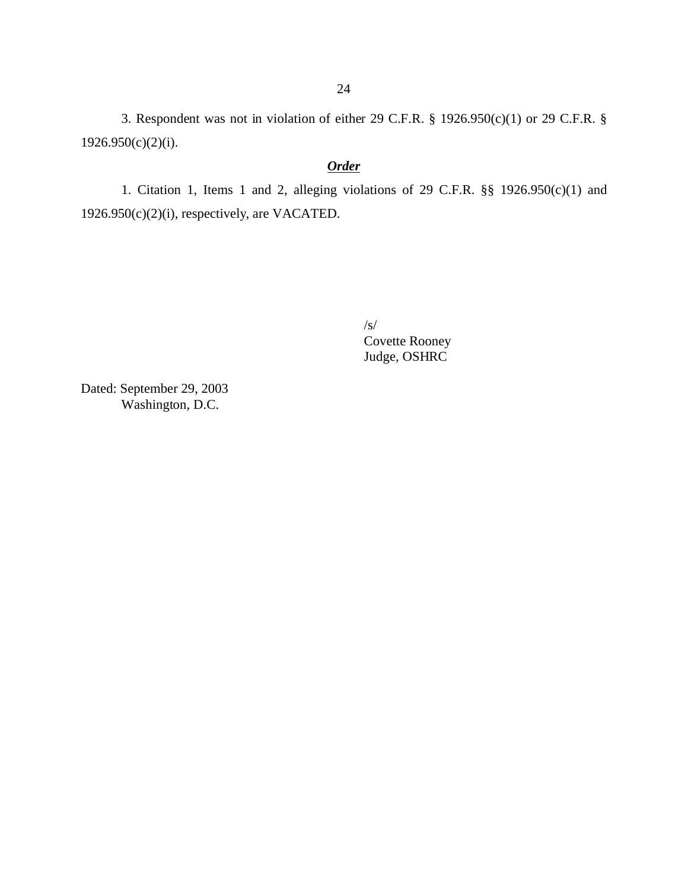3. Respondent was not in violation of either 29 C.F.R. § 1926.950(c)(1) or 29 C.F.R. § 1926.950(c)(2)(i).

***Order***

1. Citation 1, Items 1 and 2, alleging violations of 29 C.F.R. §§ 1926.950(c)(1) and 1926.950(c)(2)(i), respectively, are VACATED.

/s/
Covette Rooney
Judge, OSHRC

Dated: September 29, 2003
Washington, D.C.